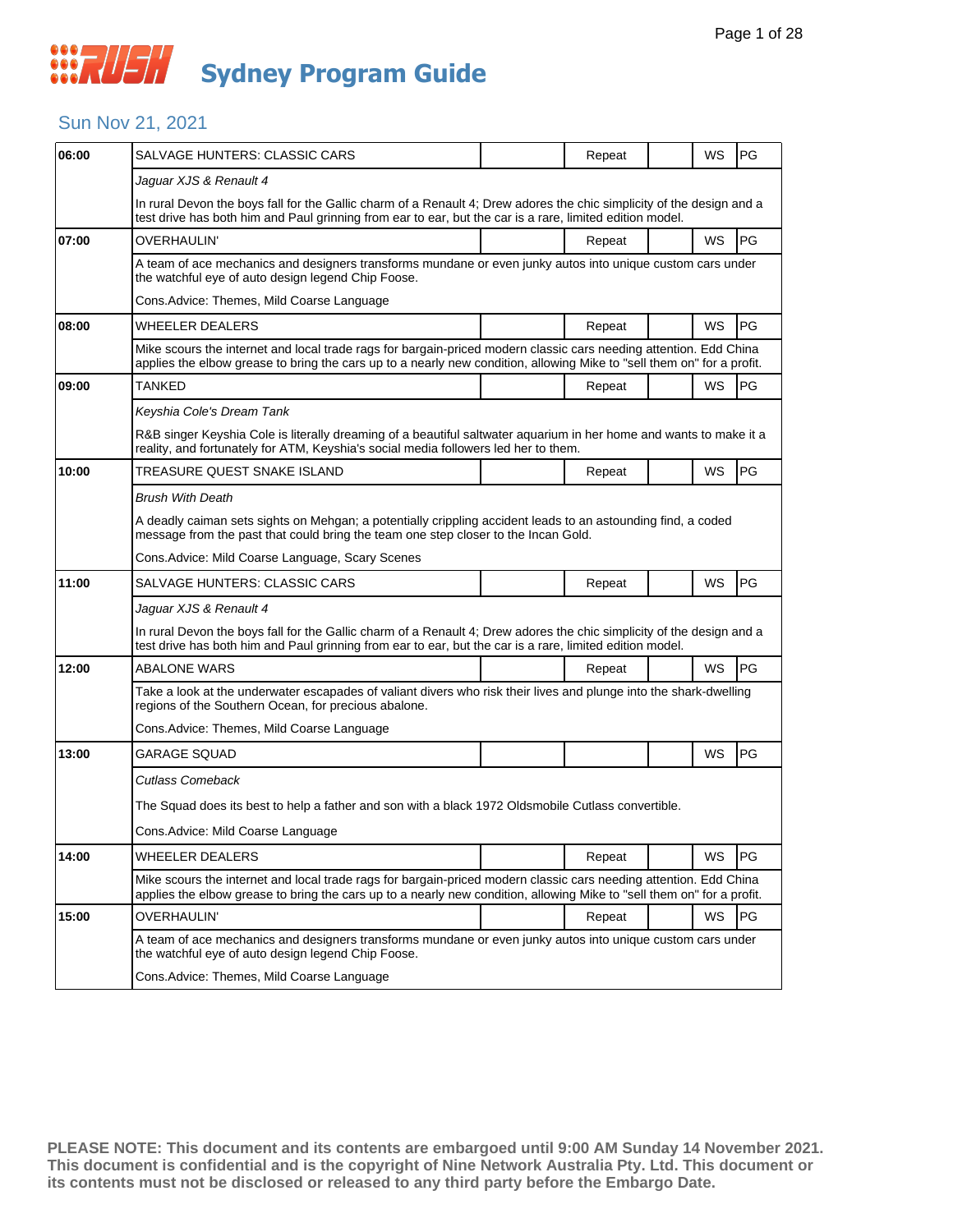# RUSH Sydney Program Guide

## Sun Nov 21, 2021

| Time | Program | | Repeat | | WS | Rating |
|---|---|---|---|---|---|---|
| 06:00 | SALVAGE HUNTERS: CLASSIC CARS | | Repeat | | WS | PG |
| | *Jaguar XJS & Renault 4* | | | | | |
| | In rural Devon the boys fall for the Gallic charm of a Renault 4; Drew adores the chic simplicity of the design and a test drive has both him and Paul grinning from ear to ear, but the car is a rare, limited edition model. | | | | | |
| 07:00 | OVERHAULIN' | | Repeat | | WS | PG |
| | A team of ace mechanics and designers transforms mundane or even junky autos into unique custom cars under the watchful eye of auto design legend Chip Foose. | | | | | |
| | Cons.Advice: Themes, Mild Coarse Language | | | | | |
| 08:00 | WHEELER DEALERS | | Repeat | | WS | PG |
| | Mike scours the internet and local trade rags for bargain-priced modern classic cars needing attention. Edd China applies the elbow grease to bring the cars up to a nearly new condition, allowing Mike to "sell them on" for a profit. | | | | | |
| 09:00 | TANKED | | Repeat | | WS | PG |
| | *Keyshia Cole's Dream Tank* | | | | | |
| | R&B singer Keyshia Cole is literally dreaming of a beautiful saltwater aquarium in her home and wants to make it a reality, and fortunately for ATM, Keyshia's social media followers led her to them. | | | | | |
| 10:00 | TREASURE QUEST SNAKE ISLAND | | Repeat | | WS | PG |
| | *Brush With Death* | | | | | |
| | A deadly caiman sets sights on Mehgan; a potentially crippling accident leads to an astounding find, a coded message from the past that could bring the team one step closer to the Incan Gold. | | | | | |
| | Cons.Advice: Mild Coarse Language, Scary Scenes | | | | | |
| 11:00 | SALVAGE HUNTERS: CLASSIC CARS | | Repeat | | WS | PG |
| | *Jaguar XJS & Renault 4* | | | | | |
| | In rural Devon the boys fall for the Gallic charm of a Renault 4; Drew adores the chic simplicity of the design and a test drive has both him and Paul grinning from ear to ear, but the car is a rare, limited edition model. | | | | | |
| 12:00 | ABALONE WARS | | Repeat | | WS | PG |
| | Take a look at the underwater escapades of valiant divers who risk their lives and plunge into the shark-dwelling regions of the Southern Ocean, for precious abalone. | | | | | |
| | Cons.Advice: Themes, Mild Coarse Language | | | | | |
| 13:00 | GARAGE SQUAD | | | | WS | PG |
| | *Cutlass Comeback* | | | | | |
| | The Squad does its best to help a father and son with a black 1972 Oldsmobile Cutlass convertible. | | | | | |
| | Cons.Advice: Mild Coarse Language | | | | | |
| 14:00 | WHEELER DEALERS | | Repeat | | WS | PG |
| | Mike scours the internet and local trade rags for bargain-priced modern classic cars needing attention. Edd China applies the elbow grease to bring the cars up to a nearly new condition, allowing Mike to "sell them on" for a profit. | | | | | |
| 15:00 | OVERHAULIN' | | Repeat | | WS | PG |
| | A team of ace mechanics and designers transforms mundane or even junky autos into unique custom cars under the watchful eye of auto design legend Chip Foose. | | | | | |
| | Cons.Advice: Themes, Mild Coarse Language | | | | | |

**PLEASE NOTE: This document and its contents are embargoed until 9:00 AM Sunday 14 November 2021. This document is confidential and is the copyright of Nine Network Australia Pty. Ltd. This document or its contents must not be disclosed or released to any third party before the Embargo Date.**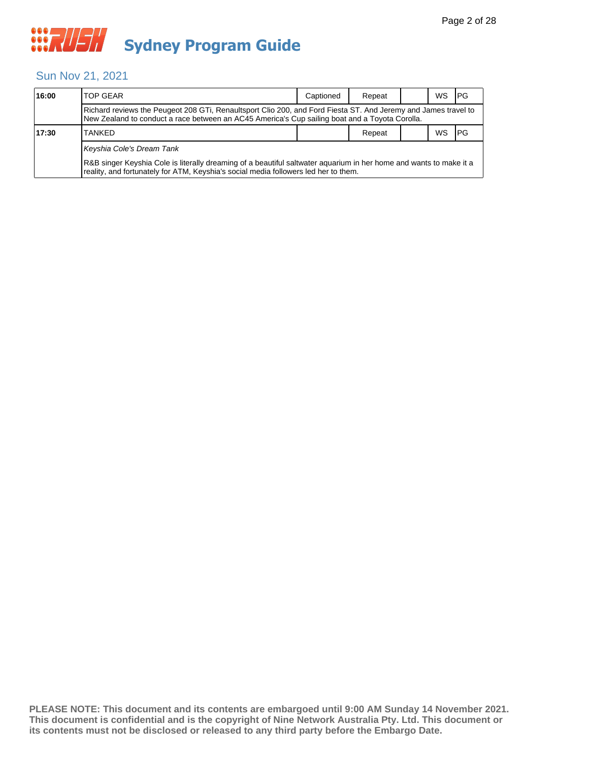# Sydney Program Guide

## Sun Nov 21, 2021

| Time | Program | Captioned | Repeat | | WS | Rating |
|---|---|---|---|---|---|---|
| **16:00** | TOP GEAR | Captioned | Repeat | | WS | PG |
| | Richard reviews the Peugeot 208 GTi, Renaultsport Clio 200, and Ford Fiesta ST. And Jeremy and James travel to New Zealand to conduct a race between an AC45 America's Cup sailing boat and a Toyota Corolla. | | | | | |
| **17:30** | TANKED | | Repeat | | WS | PG |
| | *Keyshia Cole's Dream Tank*<br><br>R&B singer Keyshia Cole is literally dreaming of a beautiful saltwater aquarium in her home and wants to make it a reality, and fortunately for ATM, Keyshia's social media followers led her to them. | | | | | |

**PLEASE NOTE: This document and its contents are embargoed until 9:00 AM Sunday 14 November 2021. This document is confidential and is the copyright of Nine Network Australia Pty. Ltd. This document or its contents must not be disclosed or released to any third party before the Embargo Date.**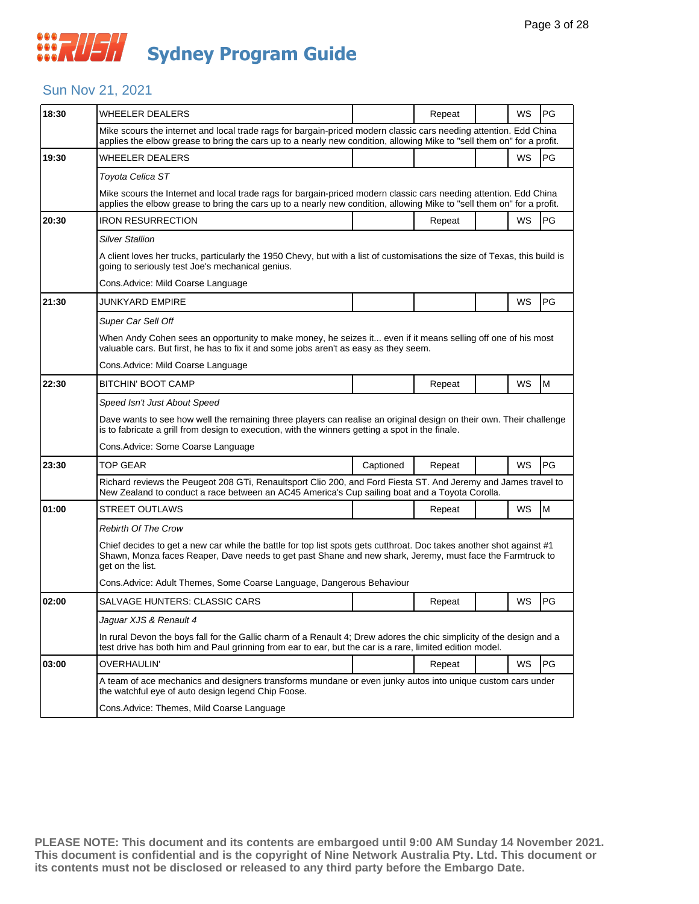# Sydney Program Guide

## Sun Nov 21, 2021

| Time | Program | Captioned | Repeat | | WS | Rating |
|---|---|---|---|---|---|---|
| 18:30 | WHEELER DEALERS | | Repeat | | WS | PG |
| | Mike scours the internet and local trade rags for bargain-priced modern classic cars needing attention. Edd China applies the elbow grease to bring the cars up to a nearly new condition, allowing Mike to "sell them on" for a profit. | | | | | |
| 19:30 | WHEELER DEALERS | | | | WS | PG |
| | *Toyota Celica ST*<br>Mike scours the Internet and local trade rags for bargain-priced modern classic cars needing attention. Edd China applies the elbow grease to bring the cars up to a nearly new condition, allowing Mike to "sell them on" for a profit. | | | | | |
| 20:30 | IRON RESURRECTION | | Repeat | | WS | PG |
| | *Silver Stallion*<br>A client loves her trucks, particularly the 1950 Chevy, but with a list of customisations the size of Texas, this build is going to seriously test Joe's mechanical genius.<br>Cons.Advice: Mild Coarse Language | | | | | |
| 21:30 | JUNKYARD EMPIRE | | | | WS | PG |
| | *Super Car Sell Off*<br>When Andy Cohen sees an opportunity to make money, he seizes it... even if it means selling off one of his most valuable cars. But first, he has to fix it and some jobs aren't as easy as they seem.<br>Cons.Advice: Mild Coarse Language | | | | | |
| 22:30 | BITCHIN' BOOT CAMP | | Repeat | | WS | M |
| | *Speed Isn't Just About Speed*<br>Dave wants to see how well the remaining three players can realise an original design on their own. Their challenge is to fabricate a grill from design to execution, with the winners getting a spot in the finale.<br>Cons.Advice: Some Coarse Language | | | | | |
| 23:30 | TOP GEAR | Captioned | Repeat | | WS | PG |
| | Richard reviews the Peugeot 208 GTi, Renaultsport Clio 200, and Ford Fiesta ST. And Jeremy and James travel to New Zealand to conduct a race between an AC45 America's Cup sailing boat and a Toyota Corolla. | | | | | |
| 01:00 | STREET OUTLAWS | | Repeat | | WS | M |
| | *Rebirth Of The Crow*<br>Chief decides to get a new car while the battle for top list spots gets cutthroat. Doc takes another shot against #1 Shawn, Monza faces Reaper, Dave needs to get past Shane and new shark, Jeremy, must face the Farmtruck to get on the list.<br>Cons.Advice: Adult Themes, Some Coarse Language, Dangerous Behaviour | | | | | |
| 02:00 | SALVAGE HUNTERS: CLASSIC CARS | | Repeat | | WS | PG |
| | *Jaguar XJS & Renault 4*<br>In rural Devon the boys fall for the Gallic charm of a Renault 4; Drew adores the chic simplicity of the design and a test drive has both him and Paul grinning from ear to ear, but the car is a rare, limited edition model. | | | | | |
| 03:00 | OVERHAULIN' | | Repeat | | WS | PG |
| | A team of ace mechanics and designers transforms mundane or even junky autos into unique custom cars under the watchful eye of auto design legend Chip Foose.<br>Cons.Advice: Themes, Mild Coarse Language | | | | | |

**PLEASE NOTE: This document and its contents are embargoed until 9:00 AM Sunday 14 November 2021. This document is confidential and is the copyright of Nine Network Australia Pty. Ltd. This document or its contents must not be disclosed or released to any third party before the Embargo Date.**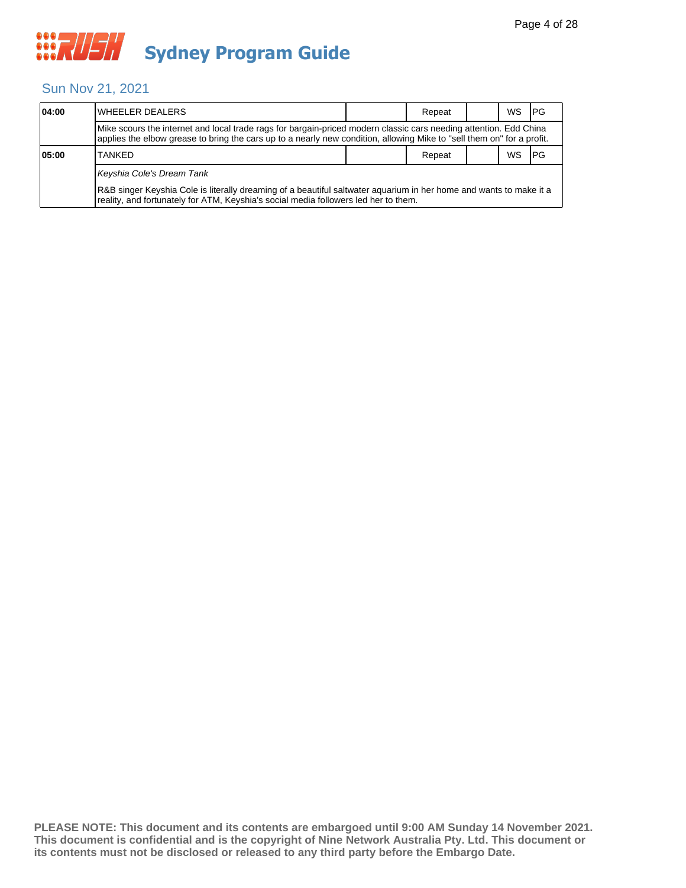# Sydney Program Guide

## Sun Nov 21, 2021

| Time | Program | | Repeat | | WS | Rating |
|---|---|---|---|---|---|---|
| **04:00** | WHEELER DEALERS | | Repeat | | WS | PG |
| | Mike scours the internet and local trade rags for bargain-priced modern classic cars needing attention. Edd China applies the elbow grease to bring the cars up to a nearly new condition, allowing Mike to "sell them on" for a profit. | | | | | |
| **05:00** | TANKED | | Repeat | | WS | PG |
| | *Keyshia Cole's Dream Tank*<br><br>R&B singer Keyshia Cole is literally dreaming of a beautiful saltwater aquarium in her home and wants to make it a reality, and fortunately for ATM, Keyshia's social media followers led her to them. | | | | | |

**PLEASE NOTE: This document and its contents are embargoed until 9:00 AM Sunday 14 November 2021. This document is confidential and is the copyright of Nine Network Australia Pty. Ltd. This document or its contents must not be disclosed or released to any third party before the Embargo Date.**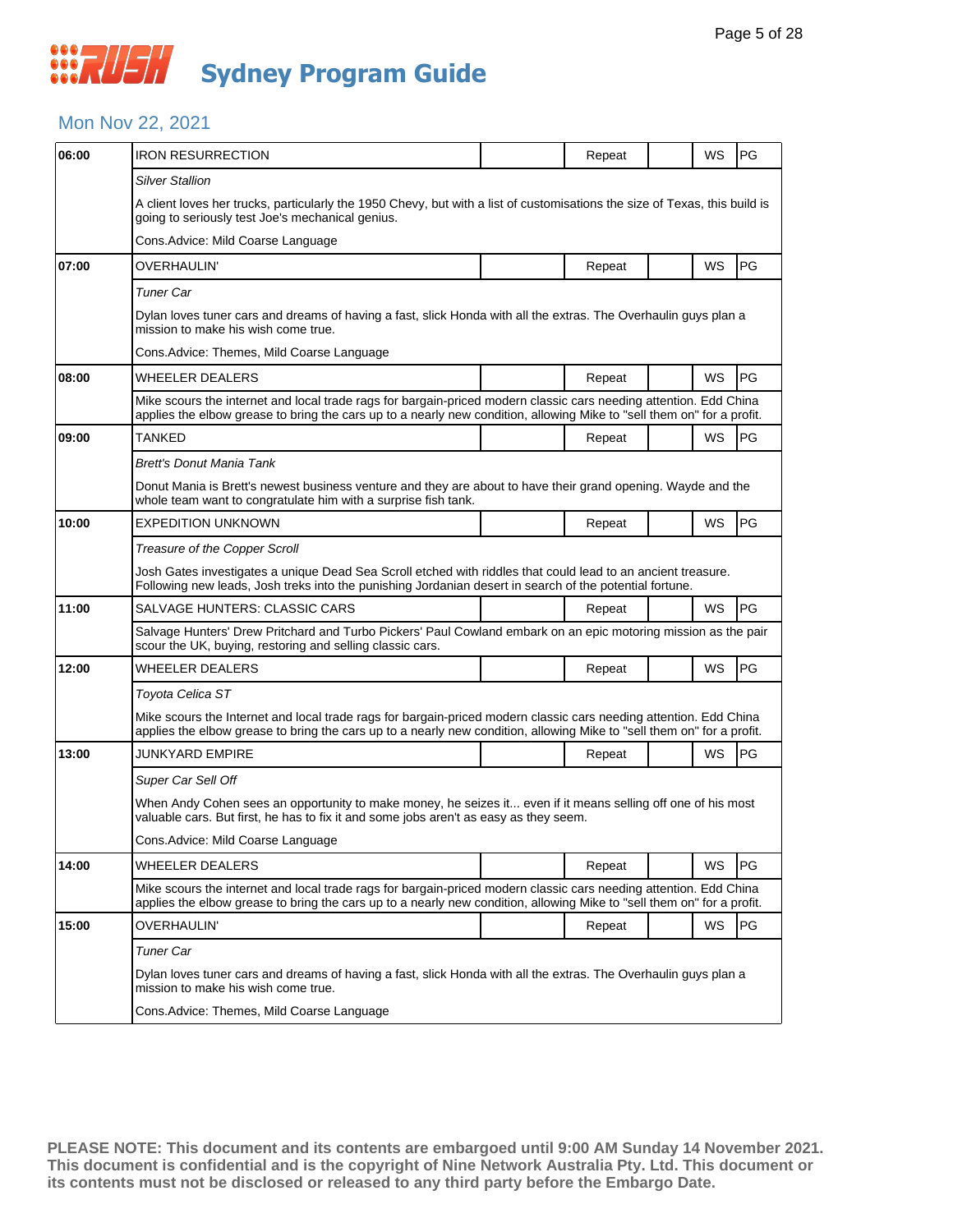# Sydney Program Guide

## Mon Nov 22, 2021

| Time | Program | | Status | | Format | Rating |
|---|---|---|---|---|---|---|
| 06:00 | IRON RESURRECTION | | Repeat | | WS | PG |
| | *Silver Stallion* | | | | | |
| | A client loves her trucks, particularly the 1950 Chevy, but with a list of customisations the size of Texas, this build is going to seriously test Joe's mechanical genius. | | | | | |
| | Cons.Advice: Mild Coarse Language | | | | | |
| 07:00 | OVERHAULIN' | | Repeat | | WS | PG |
| | *Tuner Car* | | | | | |
| | Dylan loves tuner cars and dreams of having a fast, slick Honda with all the extras. The Overhaulin guys plan a mission to make his wish come true. | | | | | |
| | Cons.Advice: Themes, Mild Coarse Language | | | | | |
| 08:00 | WHEELER DEALERS | | Repeat | | WS | PG |
| | Mike scours the internet and local trade rags for bargain-priced modern classic cars needing attention. Edd China applies the elbow grease to bring the cars up to a nearly new condition, allowing Mike to "sell them on" for a profit. | | | | | |
| 09:00 | TANKED | | Repeat | | WS | PG |
| | *Brett's Donut Mania Tank* | | | | | |
| | Donut Mania is Brett's newest business venture and they are about to have their grand opening. Wayde and the whole team want to congratulate him with a surprise fish tank. | | | | | |
| 10:00 | EXPEDITION UNKNOWN | | Repeat | | WS | PG |
| | *Treasure of the Copper Scroll* | | | | | |
| | Josh Gates investigates a unique Dead Sea Scroll etched with riddles that could lead to an ancient treasure. Following new leads, Josh treks into the punishing Jordanian desert in search of the potential fortune. | | | | | |
| 11:00 | SALVAGE HUNTERS: CLASSIC CARS | | Repeat | | WS | PG |
| | Salvage Hunters' Drew Pritchard and Turbo Pickers' Paul Cowland embark on an epic motoring mission as the pair scour the UK, buying, restoring and selling classic cars. | | | | | |
| 12:00 | WHEELER DEALERS | | Repeat | | WS | PG |
| | *Toyota Celica ST* | | | | | |
| | Mike scours the Internet and local trade rags for bargain-priced modern classic cars needing attention. Edd China applies the elbow grease to bring the cars up to a nearly new condition, allowing Mike to "sell them on" for a profit. | | | | | |
| 13:00 | JUNKYARD EMPIRE | | Repeat | | WS | PG |
| | *Super Car Sell Off* | | | | | |
| | When Andy Cohen sees an opportunity to make money, he seizes it... even if it means selling off one of his most valuable cars. But first, he has to fix it and some jobs aren't as easy as they seem. | | | | | |
| | Cons.Advice: Mild Coarse Language | | | | | |
| 14:00 | WHEELER DEALERS | | Repeat | | WS | PG |
| | Mike scours the internet and local trade rags for bargain-priced modern classic cars needing attention. Edd China applies the elbow grease to bring the cars up to a nearly new condition, allowing Mike to "sell them on" for a profit. | | | | | |
| 15:00 | OVERHAULIN' | | Repeat | | WS | PG |
| | *Tuner Car* | | | | | |
| | Dylan loves tuner cars and dreams of having a fast, slick Honda with all the extras. The Overhaulin guys plan a mission to make his wish come true. | | | | | |
| | Cons.Advice: Themes, Mild Coarse Language | | | | | |

**PLEASE NOTE: This document and its contents are embargoed until 9:00 AM Sunday 14 November 2021. This document is confidential and is the copyright of Nine Network Australia Pty. Ltd. This document or its contents must not be disclosed or released to any third party before the Embargo Date.**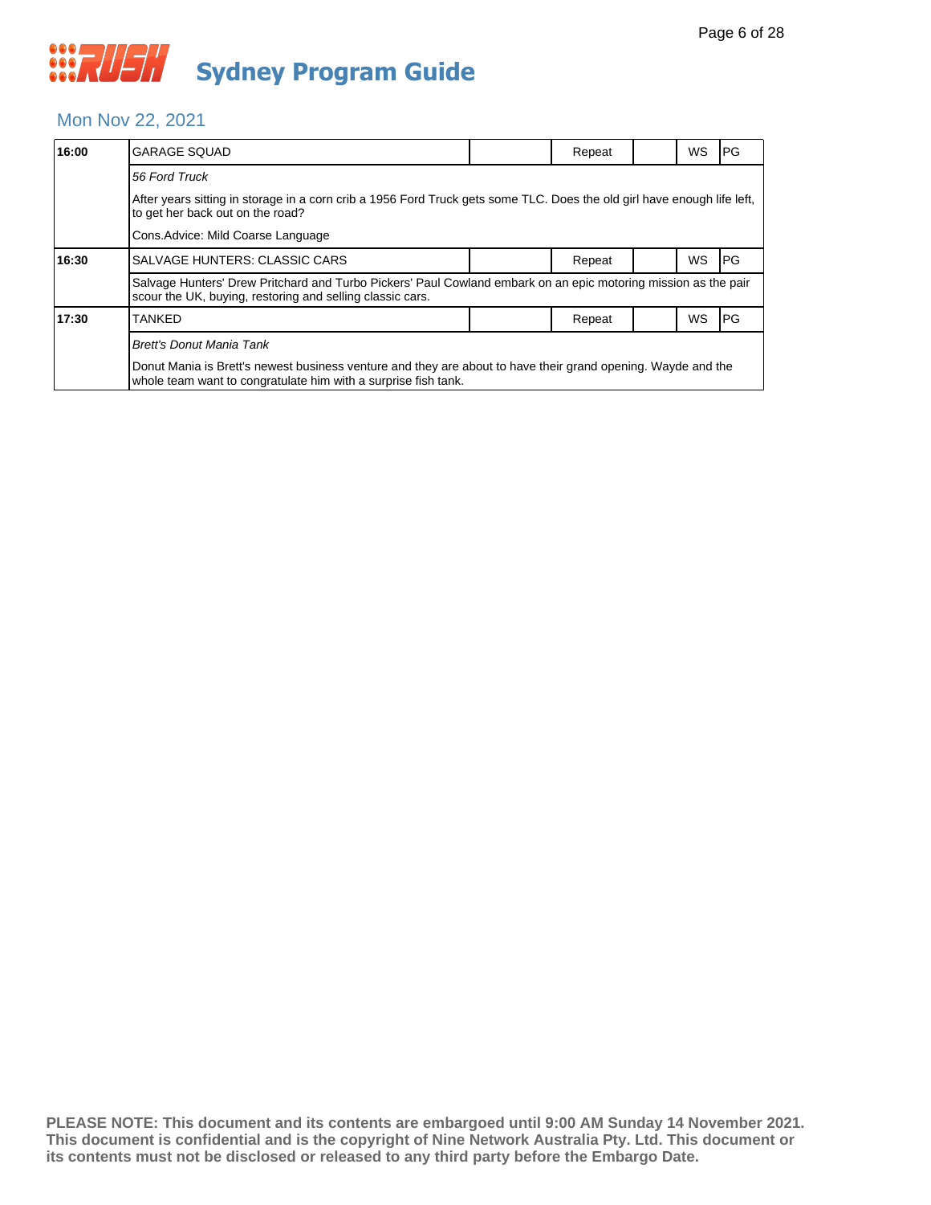# Sydney Program Guide

## Mon Nov 22, 2021

| Time | Program | | Status | | Format | Rating |
|---|---|---|---|---|---|---|
| 16:00 | GARAGE SQUAD | | Repeat | | WS | PG |
| | *56 Ford Truck*<br>After years sitting in storage in a corn crib a 1956 Ford Truck gets some TLC. Does the old girl have enough life left, to get her back out on the road?<br>Cons.Advice: Mild Coarse Language | | | | | |
| 16:30 | SALVAGE HUNTERS: CLASSIC CARS | | Repeat | | WS | PG |
| | Salvage Hunters' Drew Pritchard and Turbo Pickers' Paul Cowland embark on an epic motoring mission as the pair scour the UK, buying, restoring and selling classic cars. | | | | | |
| 17:30 | TANKED | | Repeat | | WS | PG |
| | *Brett's Donut Mania Tank*<br>Donut Mania is Brett's newest business venture and they are about to have their grand opening. Wayde and the whole team want to congratulate him with a surprise fish tank. | | | | | |

**PLEASE NOTE: This document and its contents are embargoed until 9:00 AM Sunday 14 November 2021. This document is confidential and is the copyright of Nine Network Australia Pty. Ltd. This document or its contents must not be disclosed or released to any third party before the Embargo Date.**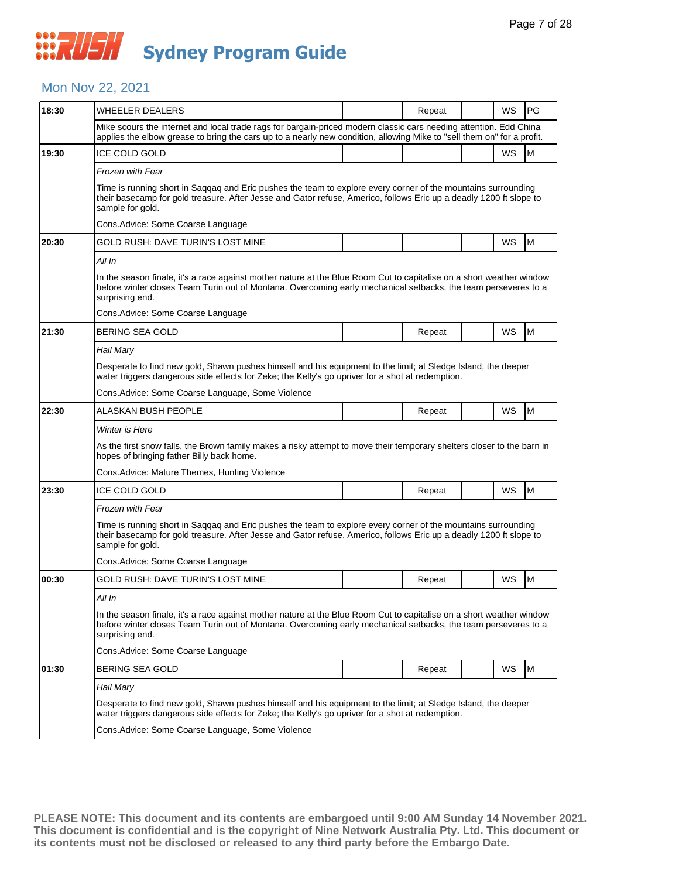# Sydney Program Guide

## Mon Nov 22, 2021

| Time | Program | | Repeat | | WS | Rating |
|---|---|---|---|---|---|---|
| 18:30 | WHEELER DEALERS | | Repeat | | WS | PG |
| | Mike scours the internet and local trade rags for bargain-priced modern classic cars needing attention. Edd China applies the elbow grease to bring the cars up to a nearly new condition, allowing Mike to "sell them on" for a profit. | | | | | |
| 19:30 | ICE COLD GOLD | | | | WS | M |
| | *Frozen with Fear*<br>Time is running short in Saqqaq and Eric pushes the team to explore every corner of the mountains surrounding their basecamp for gold treasure. After Jesse and Gator refuse, Americo, follows Eric up a deadly 1200 ft slope to sample for gold.<br>Cons.Advice: Some Coarse Language | | | | | |
| 20:30 | GOLD RUSH: DAVE TURIN'S LOST MINE | | | | WS | M |
| | *All In*<br>In the season finale, it's a race against mother nature at the Blue Room Cut to capitalise on a short weather window before winter closes Team Turin out of Montana. Overcoming early mechanical setbacks, the team perseveres to a surprising end.<br>Cons.Advice: Some Coarse Language | | | | | |
| 21:30 | BERING SEA GOLD | | Repeat | | WS | M |
| | *Hail Mary*<br>Desperate to find new gold, Shawn pushes himself and his equipment to the limit; at Sledge Island, the deeper water triggers dangerous side effects for Zeke; the Kelly's go upriver for a shot at redemption.<br>Cons.Advice: Some Coarse Language, Some Violence | | | | | |
| 22:30 | ALASKAN BUSH PEOPLE | | Repeat | | WS | M |
| | *Winter is Here*<br>As the first snow falls, the Brown family makes a risky attempt to move their temporary shelters closer to the barn in hopes of bringing father Billy back home.<br>Cons.Advice: Mature Themes, Hunting Violence | | | | | |
| 23:30 | ICE COLD GOLD | | Repeat | | WS | M |
| | *Frozen with Fear*<br>Time is running short in Saqqaq and Eric pushes the team to explore every corner of the mountains surrounding their basecamp for gold treasure. After Jesse and Gator refuse, Americo, follows Eric up a deadly 1200 ft slope to sample for gold.<br>Cons.Advice: Some Coarse Language | | | | | |
| 00:30 | GOLD RUSH: DAVE TURIN'S LOST MINE | | Repeat | | WS | M |
| | *All In*<br>In the season finale, it's a race against mother nature at the Blue Room Cut to capitalise on a short weather window before winter closes Team Turin out of Montana. Overcoming early mechanical setbacks, the team perseveres to a surprising end.<br>Cons.Advice: Some Coarse Language | | | | | |
| 01:30 | BERING SEA GOLD | | Repeat | | WS | M |
| | *Hail Mary*<br>Desperate to find new gold, Shawn pushes himself and his equipment to the limit; at Sledge Island, the deeper water triggers dangerous side effects for Zeke; the Kelly's go upriver for a shot at redemption.<br>Cons.Advice: Some Coarse Language, Some Violence | | | | | |

**PLEASE NOTE: This document and its contents are embargoed until 9:00 AM Sunday 14 November 2021. This document is confidential and is the copyright of Nine Network Australia Pty. Ltd. This document or its contents must not be disclosed or released to any third party before the Embargo Date.**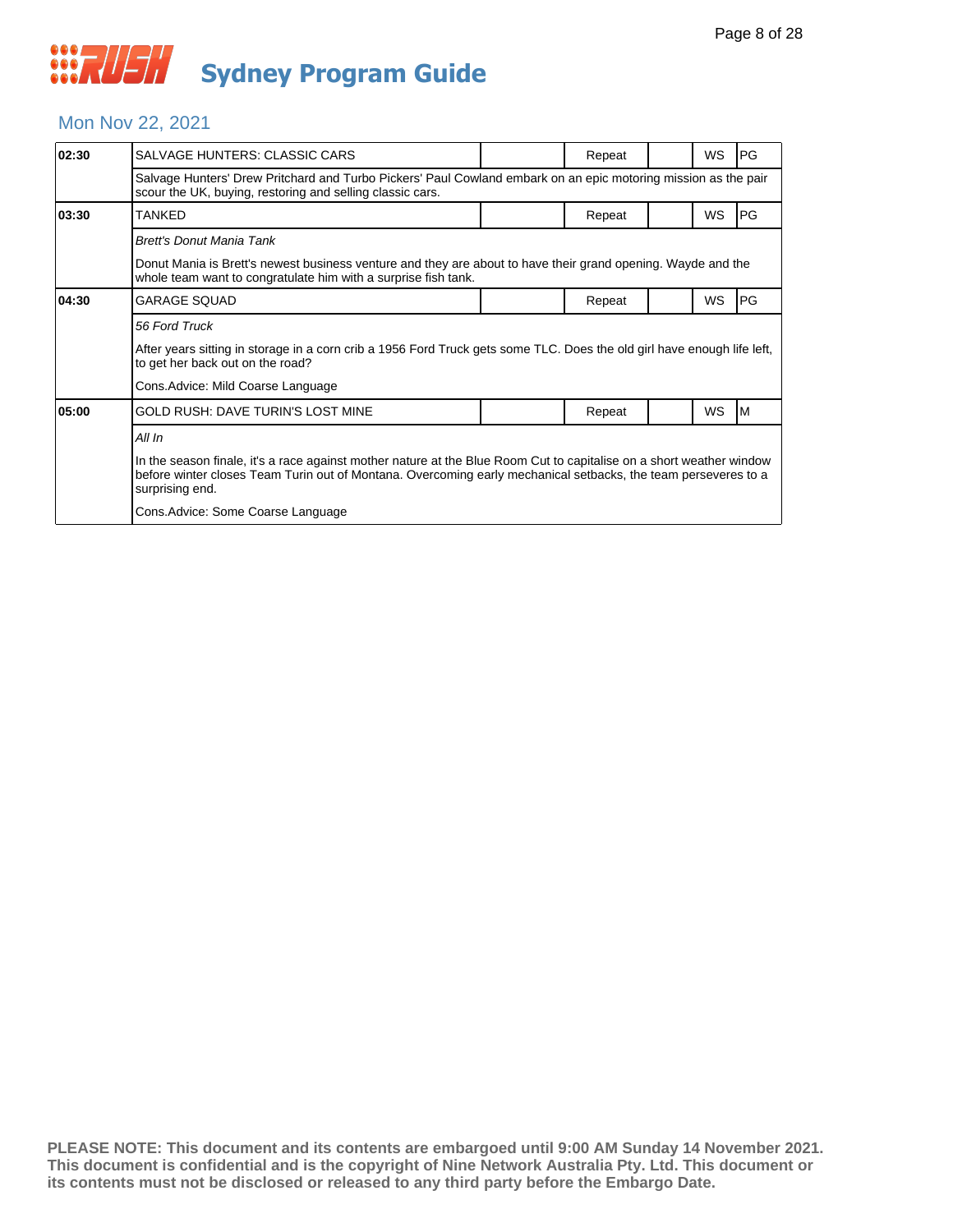# Sydney Program Guide

## Mon Nov 22, 2021

| Time | Program | | Status | | Format | Rating |
|---|---|---|---|---|---|---|
| 02:30 | SALVAGE HUNTERS: CLASSIC CARS | | Repeat | | WS | PG |
| | Salvage Hunters' Drew Pritchard and Turbo Pickers' Paul Cowland embark on an epic motoring mission as the pair scour the UK, buying, restoring and selling classic cars. | | | | | |
| 03:30 | TANKED | | Repeat | | WS | PG |
| | *Brett's Donut Mania Tank*<br><br>Donut Mania is Brett's newest business venture and they are about to have their grand opening. Wayde and the whole team want to congratulate him with a surprise fish tank. | | | | | |
| 04:30 | GARAGE SQUAD | | Repeat | | WS | PG |
| | *56 Ford Truck*<br><br>After years sitting in storage in a corn crib a 1956 Ford Truck gets some TLC. Does the old girl have enough life left, to get her back out on the road?<br><br>Cons.Advice: Mild Coarse Language | | | | | |
| 05:00 | GOLD RUSH: DAVE TURIN'S LOST MINE | | Repeat | | WS | M |
| | *All In*<br><br>In the season finale, it's a race against mother nature at the Blue Room Cut to capitalise on a short weather window before winter closes Team Turin out of Montana. Overcoming early mechanical setbacks, the team perseveres to a surprising end.<br><br>Cons.Advice: Some Coarse Language | | | | | |

**PLEASE NOTE: This document and its contents are embargoed until 9:00 AM Sunday 14 November 2021. This document is confidential and is the copyright of Nine Network Australia Pty. Ltd. This document or its contents must not be disclosed or released to any third party before the Embargo Date.**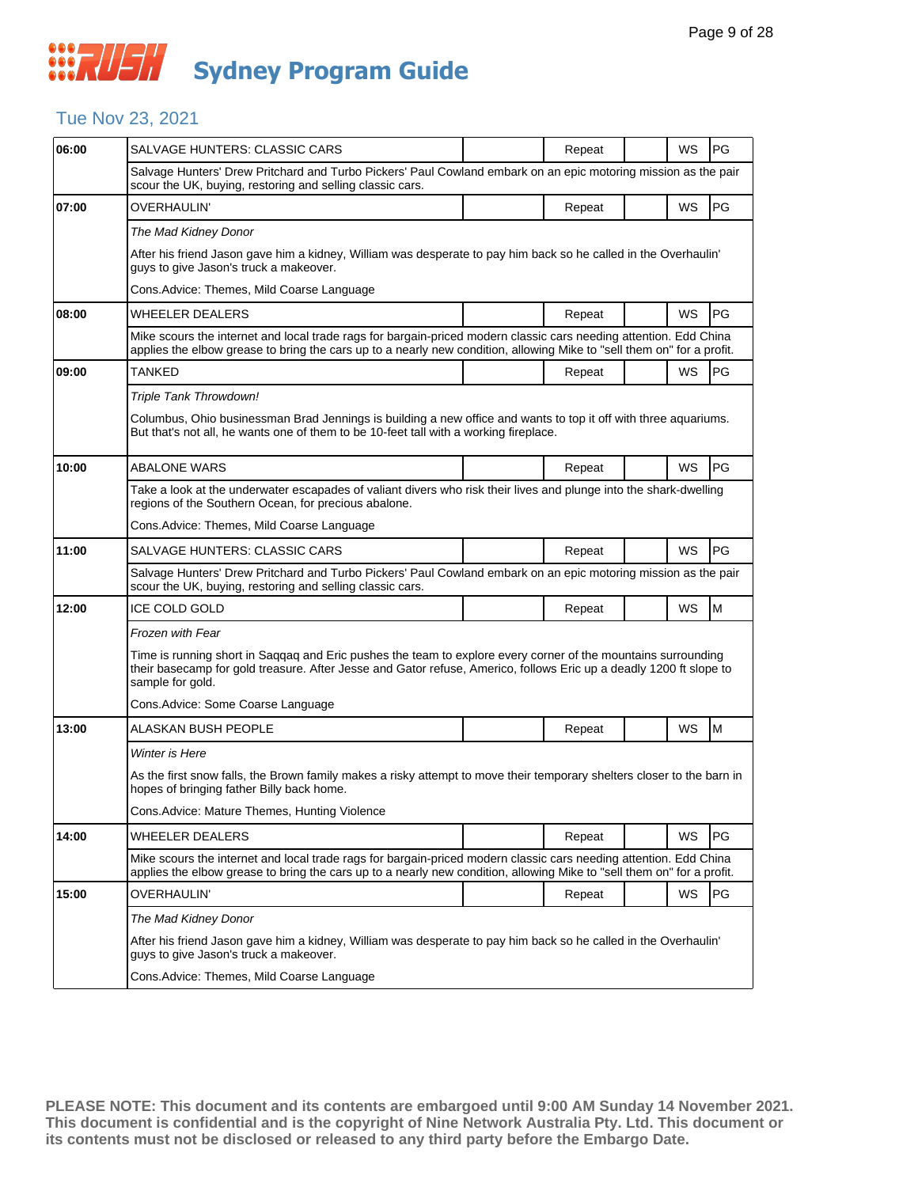# Sydney Program Guide

## Tue Nov 23, 2021

| Time | Program | | Status | | Format | Rating |
|---|---|---|---|---|---|---|
| 06:00 | SALVAGE HUNTERS: CLASSIC CARS | | Repeat | | WS | PG |
| | Salvage Hunters' Drew Pritchard and Turbo Pickers' Paul Cowland embark on an epic motoring mission as the pair scour the UK, buying, restoring and selling classic cars. | | | | | |
| 07:00 | OVERHAULIN' | | Repeat | | WS | PG |
| | *The Mad Kidney Donor*<br><br>After his friend Jason gave him a kidney, William was desperate to pay him back so he called in the Overhaulin' guys to give Jason's truck a makeover.<br><br>Cons.Advice: Themes, Mild Coarse Language | | | | | |
| 08:00 | WHEELER DEALERS | | Repeat | | WS | PG |
| | Mike scours the internet and local trade rags for bargain-priced modern classic cars needing attention. Edd China applies the elbow grease to bring the cars up to a nearly new condition, allowing Mike to "sell them on" for a profit. | | | | | |
| 09:00 | TANKED | | Repeat | | WS | PG |
| | *Triple Tank Throwdown!*<br><br>Columbus, Ohio businessman Brad Jennings is building a new office and wants to top it off with three aquariums. But that's not all, he wants one of them to be 10-feet tall with a working fireplace. | | | | | |
| 10:00 | ABALONE WARS | | Repeat | | WS | PG |
| | Take a look at the underwater escapades of valiant divers who risk their lives and plunge into the shark-dwelling regions of the Southern Ocean, for precious abalone.<br><br>Cons.Advice: Themes, Mild Coarse Language | | | | | |
| 11:00 | SALVAGE HUNTERS: CLASSIC CARS | | Repeat | | WS | PG |
| | Salvage Hunters' Drew Pritchard and Turbo Pickers' Paul Cowland embark on an epic motoring mission as the pair scour the UK, buying, restoring and selling classic cars. | | | | | |
| 12:00 | ICE COLD GOLD | | Repeat | | WS | M |
| | *Frozen with Fear*<br><br>Time is running short in Saqqaq and Eric pushes the team to explore every corner of the mountains surrounding their basecamp for gold treasure. After Jesse and Gator refuse, Americo, follows Eric up a deadly 1200 ft slope to sample for gold.<br><br>Cons.Advice: Some Coarse Language | | | | | |
| 13:00 | ALASKAN BUSH PEOPLE | | Repeat | | WS | M |
| | *Winter is Here*<br><br>As the first snow falls, the Brown family makes a risky attempt to move their temporary shelters closer to the barn in hopes of bringing father Billy back home.<br><br>Cons.Advice: Mature Themes, Hunting Violence | | | | | |
| 14:00 | WHEELER DEALERS | | Repeat | | WS | PG |
| | Mike scours the internet and local trade rags for bargain-priced modern classic cars needing attention. Edd China applies the elbow grease to bring the cars up to a nearly new condition, allowing Mike to "sell them on" for a profit. | | | | | |
| 15:00 | OVERHAULIN' | | Repeat | | WS | PG |
| | *The Mad Kidney Donor*<br><br>After his friend Jason gave him a kidney, William was desperate to pay him back so he called in the Overhaulin' guys to give Jason's truck a makeover.<br><br>Cons.Advice: Themes, Mild Coarse Language | | | | | |

**PLEASE NOTE: This document and its contents are embargoed until 9:00 AM Sunday 14 November 2021. This document is confidential and is the copyright of Nine Network Australia Pty. Ltd. This document or its contents must not be disclosed or released to any third party before the Embargo Date.**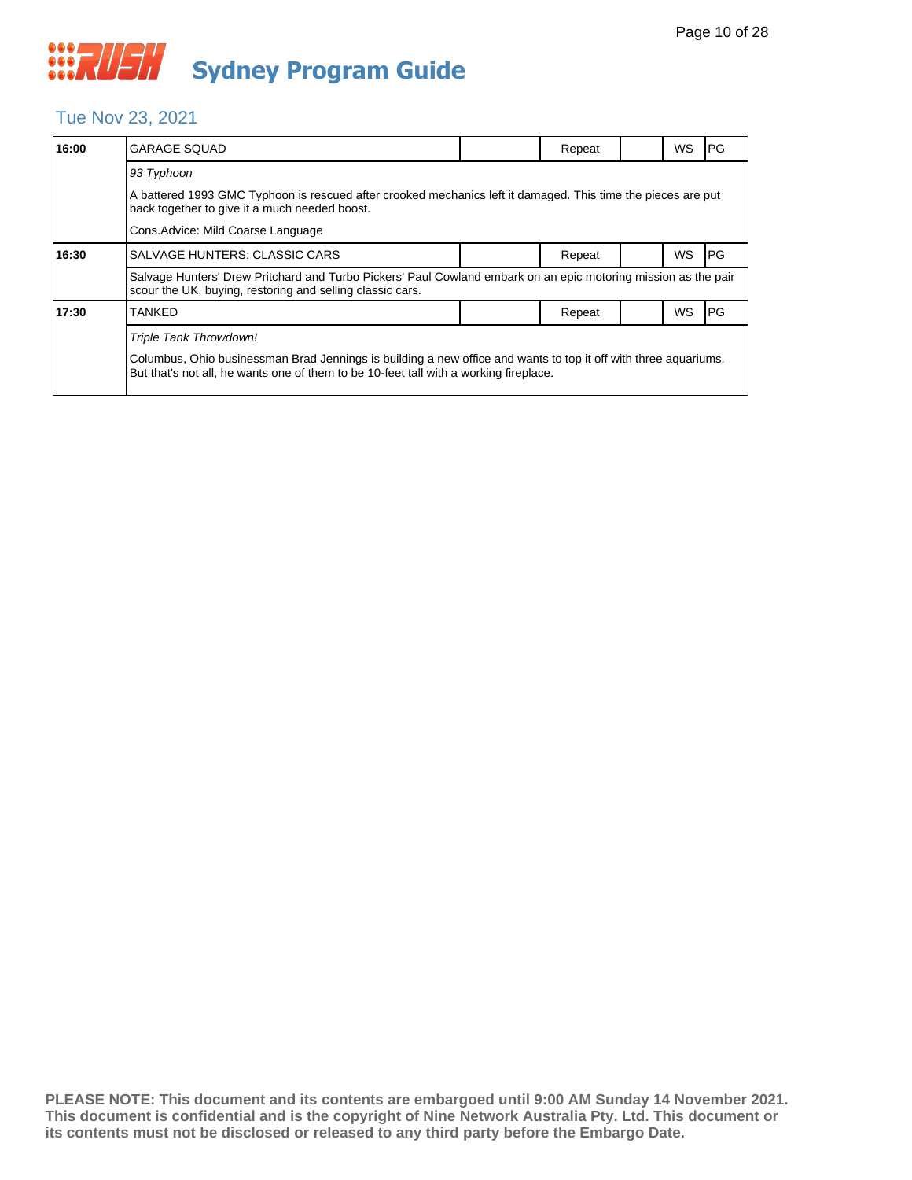# Sydney Program Guide

## Tue Nov 23, 2021

| Time | Program | | Repeat | | WS | Rating |
|---|---|---|---|---|---|---|
| **16:00** | GARAGE SQUAD | | Repeat | | WS | PG |
| | *93 Typhoon*<br>A battered 1993 GMC Typhoon is rescued after crooked mechanics left it damaged. This time the pieces are put back together to give it a much needed boost.<br>Cons.Advice: Mild Coarse Language | | | | | |
| **16:30** | SALVAGE HUNTERS: CLASSIC CARS | | Repeat | | WS | PG |
| | Salvage Hunters' Drew Pritchard and Turbo Pickers' Paul Cowland embark on an epic motoring mission as the pair scour the UK, buying, restoring and selling classic cars. | | | | | |
| **17:30** | TANKED | | Repeat | | WS | PG |
| | *Triple Tank Throwdown!*<br>Columbus, Ohio businessman Brad Jennings is building a new office and wants to top it off with three aquariums. But that's not all, he wants one of them to be 10-feet tall with a working fireplace. | | | | | |

**PLEASE NOTE: This document and its contents are embargoed until 9:00 AM Sunday 14 November 2021. This document is confidential and is the copyright of Nine Network Australia Pty. Ltd. This document or its contents must not be disclosed or released to any third party before the Embargo Date.**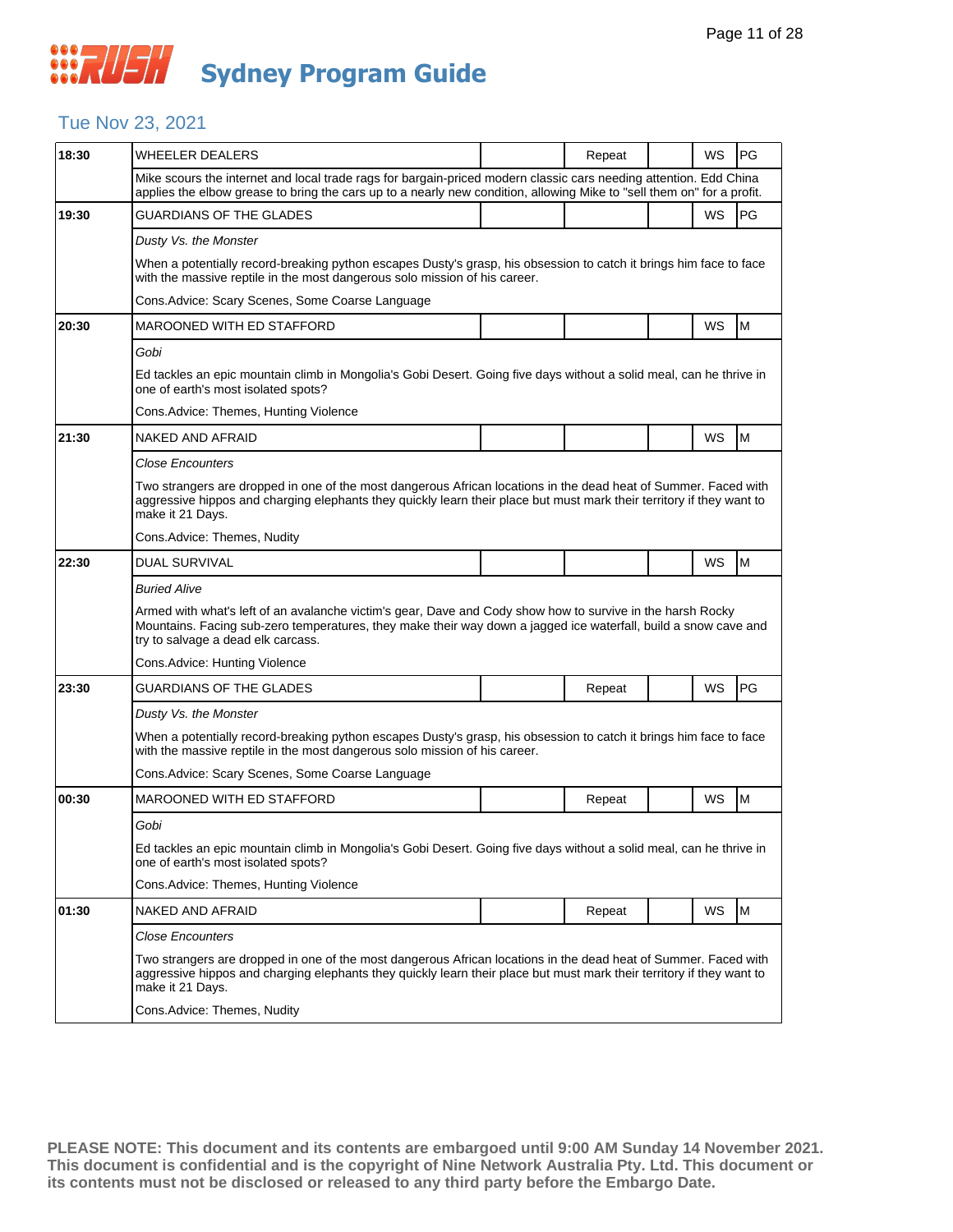# RUSH Sydney Program Guide

## Tue Nov 23, 2021

| Time | Program | | | | | |
|---|---|---|---|---|---|---|
| 18:30 | WHEELER DEALERS | | Repeat | | WS | PG |
| | Mike scours the internet and local trade rags for bargain-priced modern classic cars needing attention. Edd China applies the elbow grease to bring the cars up to a nearly new condition, allowing Mike to "sell them on" for a profit. | | | | | |
| 19:30 | GUARDIANS OF THE GLADES | | | | WS | PG |
| | *Dusty Vs. the Monster*<br>When a potentially record-breaking python escapes Dusty's grasp, his obsession to catch it brings him face to face with the massive reptile in the most dangerous solo mission of his career.<br>Cons.Advice: Scary Scenes, Some Coarse Language | | | | | |
| 20:30 | MAROONED WITH ED STAFFORD | | | | WS | M |
| | *Gobi*<br>Ed tackles an epic mountain climb in Mongolia's Gobi Desert. Going five days without a solid meal, can he thrive in one of earth's most isolated spots?<br>Cons.Advice: Themes, Hunting Violence | | | | | |
| 21:30 | NAKED AND AFRAID | | | | WS | M |
| | *Close Encounters*<br>Two strangers are dropped in one of the most dangerous African locations in the dead heat of Summer. Faced with aggressive hippos and charging elephants they quickly learn their place but must mark their territory if they want to make it 21 Days.<br>Cons.Advice: Themes, Nudity | | | | | |
| 22:30 | DUAL SURVIVAL | | | | WS | M |
| | *Buried Alive*<br>Armed with what's left of an avalanche victim's gear, Dave and Cody show how to survive in the harsh Rocky Mountains. Facing sub-zero temperatures, they make their way down a jagged ice waterfall, build a snow cave and try to salvage a dead elk carcass.<br>Cons.Advice: Hunting Violence | | | | | |
| 23:30 | GUARDIANS OF THE GLADES | | Repeat | | WS | PG |
| | *Dusty Vs. the Monster*<br>When a potentially record-breaking python escapes Dusty's grasp, his obsession to catch it brings him face to face with the massive reptile in the most dangerous solo mission of his career.<br>Cons.Advice: Scary Scenes, Some Coarse Language | | | | | |
| 00:30 | MAROONED WITH ED STAFFORD | | Repeat | | WS | M |
| | *Gobi*<br>Ed tackles an epic mountain climb in Mongolia's Gobi Desert. Going five days without a solid meal, can he thrive in one of earth's most isolated spots?<br>Cons.Advice: Themes, Hunting Violence | | | | | |
| 01:30 | NAKED AND AFRAID | | Repeat | | WS | M |
| | *Close Encounters*<br>Two strangers are dropped in one of the most dangerous African locations in the dead heat of Summer. Faced with aggressive hippos and charging elephants they quickly learn their place but must mark their territory if they want to make it 21 Days.<br>Cons.Advice: Themes, Nudity | | | | | |

**PLEASE NOTE: This document and its contents are embargoed until 9:00 AM Sunday 14 November 2021. This document is confidential and is the copyright of Nine Network Australia Pty. Ltd. This document or its contents must not be disclosed or released to any third party before the Embargo Date.**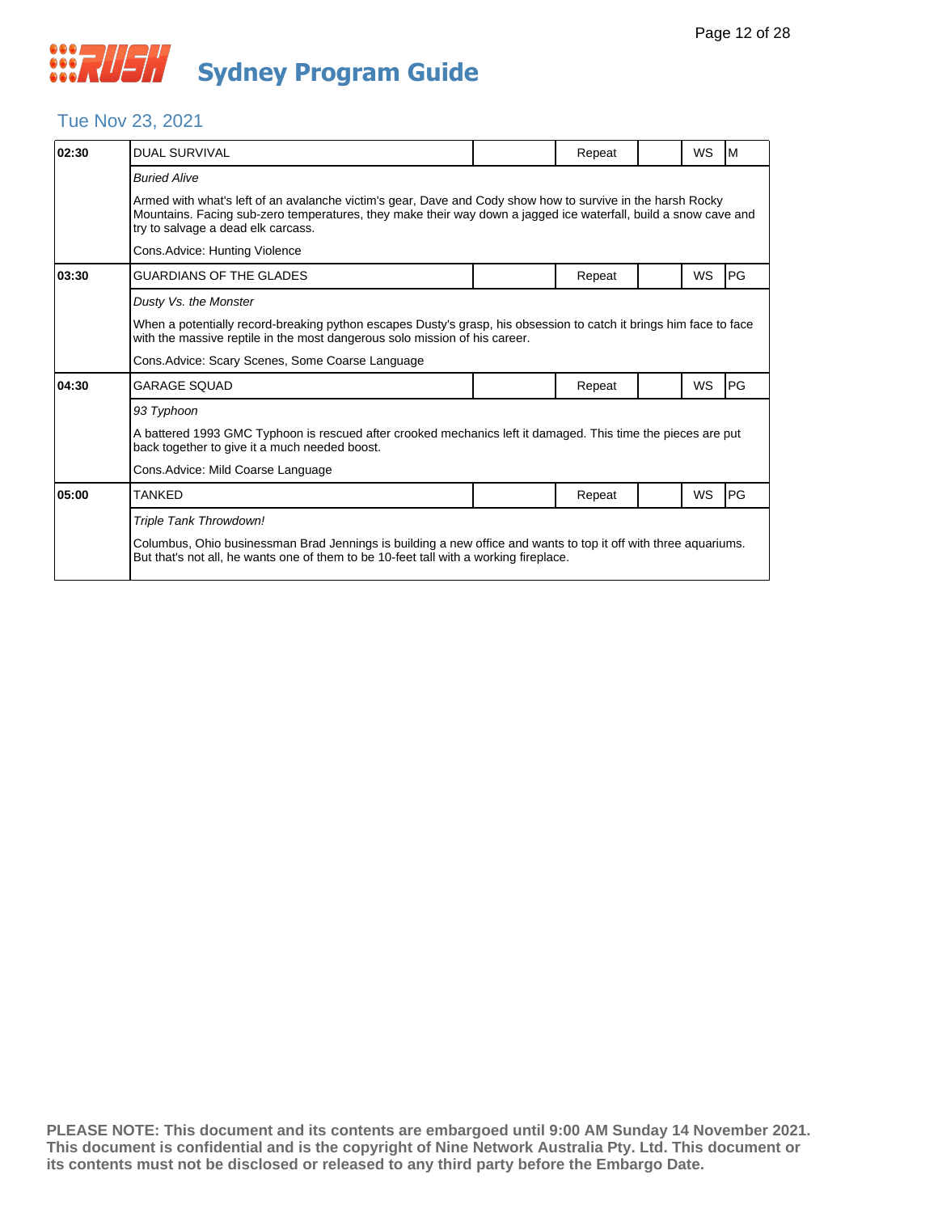# Sydney Program Guide

## Tue Nov 23, 2021

| | | | | | | |
|---|---|---|---|---|---|---|
| **02:30** | DUAL SURVIVAL | | Repeat | | WS | M |
| | *Buried Alive* | | | | | |
| | Armed with what's left of an avalanche victim's gear, Dave and Cody show how to survive in the harsh Rocky Mountains. Facing sub-zero temperatures, they make their way down a jagged ice waterfall, build a snow cave and try to salvage a dead elk carcass. | | | | | |
| | Cons.Advice: Hunting Violence | | | | | |
| **03:30** | GUARDIANS OF THE GLADES | | Repeat | | WS | PG |
| | *Dusty Vs. the Monster* | | | | | |
| | When a potentially record-breaking python escapes Dusty's grasp, his obsession to catch it brings him face to face with the massive reptile in the most dangerous solo mission of his career. | | | | | |
| | Cons.Advice: Scary Scenes, Some Coarse Language | | | | | |
| **04:30** | GARAGE SQUAD | | Repeat | | WS | PG |
| | *93 Typhoon* | | | | | |
| | A battered 1993 GMC Typhoon is rescued after crooked mechanics left it damaged. This time the pieces are put back together to give it a much needed boost. | | | | | |
| | Cons.Advice: Mild Coarse Language | | | | | |
| **05:00** | TANKED | | Repeat | | WS | PG |
| | *Triple Tank Throwdown!* | | | | | |
| | Columbus, Ohio businessman Brad Jennings is building a new office and wants to top it off with three aquariums. But that's not all, he wants one of them to be 10-feet tall with a working fireplace. | | | | | |

**PLEASE NOTE: This document and its contents are embargoed until 9:00 AM Sunday 14 November 2021. This document is confidential and is the copyright of Nine Network Australia Pty. Ltd. This document or its contents must not be disclosed or released to any third party before the Embargo Date.**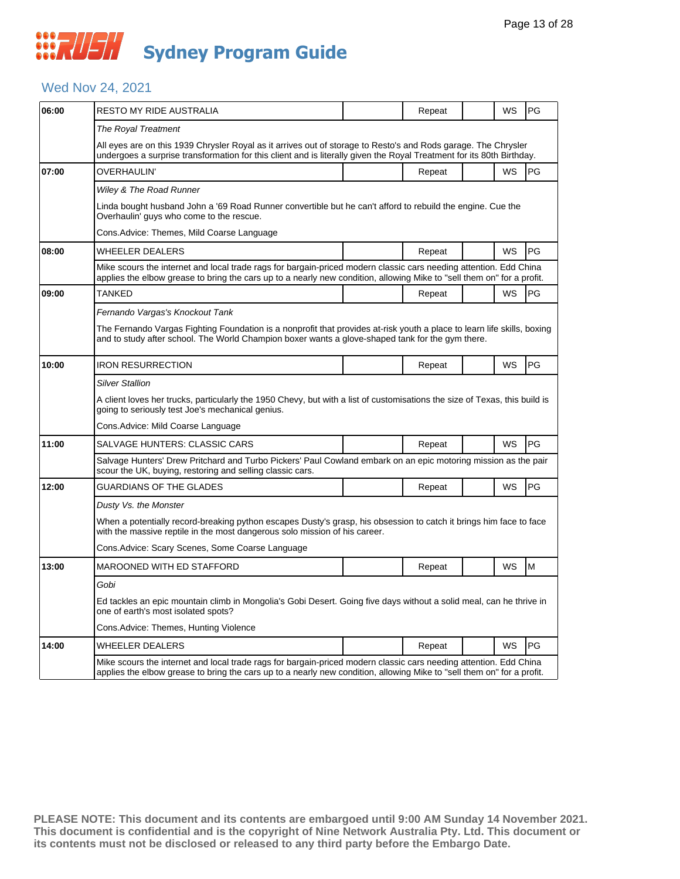# Sydney Program Guide

## Wed Nov 24, 2021

| Time | Program | | Status | | Format | Rating |
|---|---|---|---|---|---|---|
| 06:00 | RESTO MY RIDE AUSTRALIA | | Repeat | | WS | PG |
| | *The Royal Treatment* | | | | | |
| | All eyes are on this 1939 Chrysler Royal as it arrives out of storage to Resto's and Rods garage. The Chrysler undergoes a surprise transformation for this client and is literally given the Royal Treatment for its 80th Birthday. | | | | | |
| 07:00 | OVERHAULIN' | | Repeat | | WS | PG |
| | *Wiley & The Road Runner* | | | | | |
| | Linda bought husband John a '69 Road Runner convertible but he can't afford to rebuild the engine. Cue the Overhaulin' guys who come to the rescue. | | | | | |
| | Cons.Advice: Themes, Mild Coarse Language | | | | | |
| 08:00 | WHEELER DEALERS | | Repeat | | WS | PG |
| | Mike scours the internet and local trade rags for bargain-priced modern classic cars needing attention. Edd China applies the elbow grease to bring the cars up to a nearly new condition, allowing Mike to "sell them on" for a profit. | | | | | |
| 09:00 | TANKED | | Repeat | | WS | PG |
| | *Fernando Vargas's Knockout Tank* | | | | | |
| | The Fernando Vargas Fighting Foundation is a nonprofit that provides at-risk youth a place to learn life skills, boxing and to study after school. The World Champion boxer wants a glove-shaped tank for the gym there. | | | | | |
| 10:00 | IRON RESURRECTION | | Repeat | | WS | PG |
| | *Silver Stallion* | | | | | |
| | A client loves her trucks, particularly the 1950 Chevy, but with a list of customisations the size of Texas, this build is going to seriously test Joe's mechanical genius. | | | | | |
| | Cons.Advice: Mild Coarse Language | | | | | |
| 11:00 | SALVAGE HUNTERS: CLASSIC CARS | | Repeat | | WS | PG |
| | Salvage Hunters' Drew Pritchard and Turbo Pickers' Paul Cowland embark on an epic motoring mission as the pair scour the UK, buying, restoring and selling classic cars. | | | | | |
| 12:00 | GUARDIANS OF THE GLADES | | Repeat | | WS | PG |
| | *Dusty Vs. the Monster* | | | | | |
| | When a potentially record-breaking python escapes Dusty's grasp, his obsession to catch it brings him face to face with the massive reptile in the most dangerous solo mission of his career. | | | | | |
| | Cons.Advice: Scary Scenes, Some Coarse Language | | | | | |
| 13:00 | MAROONED WITH ED STAFFORD | | Repeat | | WS | M |
| | *Gobi* | | | | | |
| | Ed tackles an epic mountain climb in Mongolia's Gobi Desert. Going five days without a solid meal, can he thrive in one of earth's most isolated spots? | | | | | |
| | Cons.Advice: Themes, Hunting Violence | | | | | |
| 14:00 | WHEELER DEALERS | | Repeat | | WS | PG |
| | Mike scours the internet and local trade rags for bargain-priced modern classic cars needing attention. Edd China applies the elbow grease to bring the cars up to a nearly new condition, allowing Mike to "sell them on" for a profit. | | | | | |

**PLEASE NOTE: This document and its contents are embargoed until 9:00 AM Sunday 14 November 2021. This document is confidential and is the copyright of Nine Network Australia Pty. Ltd. This document or its contents must not be disclosed or released to any third party before the Embargo Date.**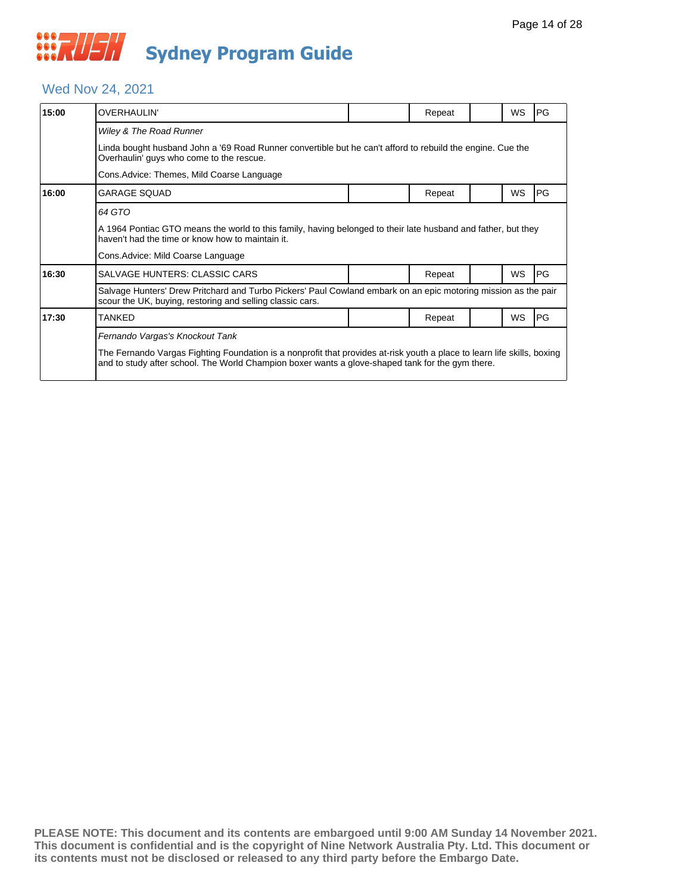# Sydney Program Guide

## Wed Nov 24, 2021

| Time | Program | | Status | | Format | Rating |
|---|---|---|---|---|---|---|
| 15:00 | OVERHAULIN' | | Repeat | | WS | PG |
| | *Wiley & The Road Runner* | | | | | |
| | Linda bought husband John a '69 Road Runner convertible but he can't afford to rebuild the engine. Cue the Overhaulin' guys who come to the rescue. | | | | | |
| | Cons.Advice: Themes, Mild Coarse Language | | | | | |
| 16:00 | GARAGE SQUAD | | Repeat | | WS | PG |
| | *64 GTO* | | | | | |
| | A 1964 Pontiac GTO means the world to this family, having belonged to their late husband and father, but they haven't had the time or know how to maintain it. | | | | | |
| | Cons.Advice: Mild Coarse Language | | | | | |
| 16:30 | SALVAGE HUNTERS: CLASSIC CARS | | Repeat | | WS | PG |
| | Salvage Hunters' Drew Pritchard and Turbo Pickers' Paul Cowland embark on an epic motoring mission as the pair scour the UK, buying, restoring and selling classic cars. | | | | | |
| 17:30 | TANKED | | Repeat | | WS | PG |
| | *Fernando Vargas's Knockout Tank* | | | | | |
| | The Fernando Vargas Fighting Foundation is a nonprofit that provides at-risk youth a place to learn life skills, boxing and to study after school. The World Champion boxer wants a glove-shaped tank for the gym there. | | | | | |

**PLEASE NOTE: This document and its contents are embargoed until 9:00 AM Sunday 14 November 2021. This document is confidential and is the copyright of Nine Network Australia Pty. Ltd. This document or its contents must not be disclosed or released to any third party before the Embargo Date.**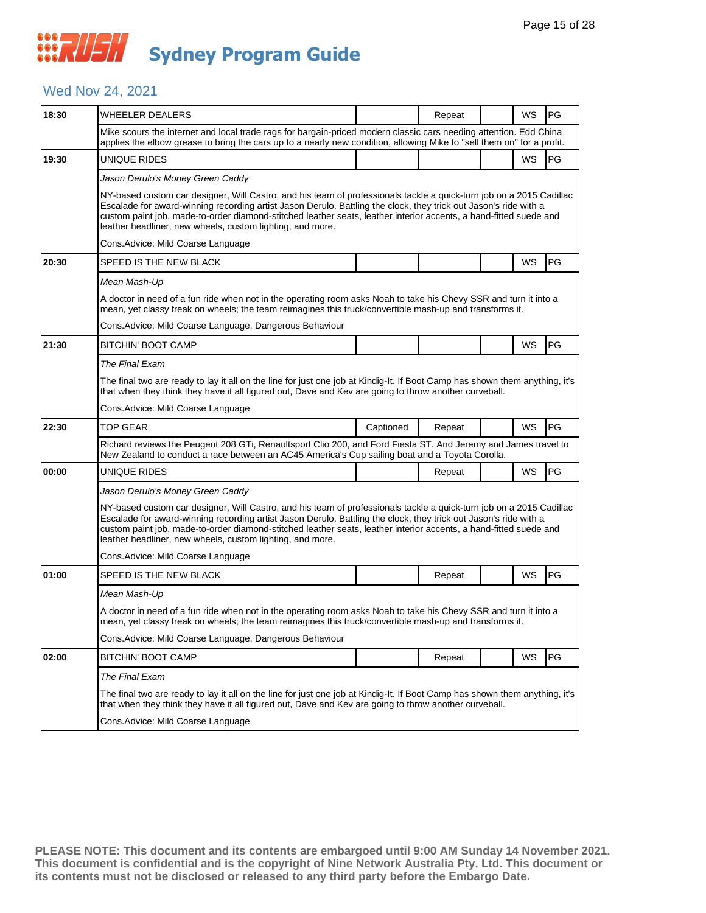# Sydney Program Guide

## Wed Nov 24, 2021

| Time | Program | Captioned | Repeat | | WS | Rating |
|---|---|---|---|---|---|---|
| 18:30 | WHEELER DEALERS | | Repeat | | WS | PG |
| | Mike scours the internet and local trade rags for bargain-priced modern classic cars needing attention. Edd China applies the elbow grease to bring the cars up to a nearly new condition, allowing Mike to "sell them on" for a profit. | | | | | |
| 19:30 | UNIQUE RIDES | | | | WS | PG |
| | *Jason Derulo's Money Green Caddy*<br><br>NY-based custom car designer, Will Castro, and his team of professionals tackle a quick-turn job on a 2015 Cadillac Escalade for award-winning recording artist Jason Derulo. Battling the clock, they trick out Jason's ride with a custom paint job, made-to-order diamond-stitched leather seats, leather interior accents, a hand-fitted suede and leather headliner, new wheels, custom lighting, and more.<br><br>Cons.Advice: Mild Coarse Language | | | | | |
| 20:30 | SPEED IS THE NEW BLACK | | | | WS | PG |
| | *Mean Mash-Up*<br><br>A doctor in need of a fun ride when not in the operating room asks Noah to take his Chevy SSR and turn it into a mean, yet classy freak on wheels; the team reimagines this truck/convertible mash-up and transforms it.<br><br>Cons.Advice: Mild Coarse Language, Dangerous Behaviour | | | | | |
| 21:30 | BITCHIN' BOOT CAMP | | | | WS | PG |
| | *The Final Exam*<br><br>The final two are ready to lay it all on the line for just one job at Kindig-It. If Boot Camp has shown them anything, it's that when they think they have it all figured out, Dave and Kev are going to throw another curveball.<br><br>Cons.Advice: Mild Coarse Language | | | | | |
| 22:30 | TOP GEAR | Captioned | Repeat | | WS | PG |
| | Richard reviews the Peugeot 208 GTi, Renaultsport Clio 200, and Ford Fiesta ST. And Jeremy and James travel to New Zealand to conduct a race between an AC45 America's Cup sailing boat and a Toyota Corolla. | | | | | |
| 00:00 | UNIQUE RIDES | | Repeat | | WS | PG |
| | *Jason Derulo's Money Green Caddy*<br><br>NY-based custom car designer, Will Castro, and his team of professionals tackle a quick-turn job on a 2015 Cadillac Escalade for award-winning recording artist Jason Derulo. Battling the clock, they trick out Jason's ride with a custom paint job, made-to-order diamond-stitched leather seats, leather interior accents, a hand-fitted suede and leather headliner, new wheels, custom lighting, and more.<br><br>Cons.Advice: Mild Coarse Language | | | | | |
| 01:00 | SPEED IS THE NEW BLACK | | Repeat | | WS | PG |
| | *Mean Mash-Up*<br><br>A doctor in need of a fun ride when not in the operating room asks Noah to take his Chevy SSR and turn it into a mean, yet classy freak on wheels; the team reimagines this truck/convertible mash-up and transforms it.<br><br>Cons.Advice: Mild Coarse Language, Dangerous Behaviour | | | | | |
| 02:00 | BITCHIN' BOOT CAMP | | Repeat | | WS | PG |
| | *The Final Exam*<br><br>The final two are ready to lay it all on the line for just one job at Kindig-It. If Boot Camp has shown them anything, it's that when they think they have it all figured out, Dave and Kev are going to throw another curveball.<br><br>Cons.Advice: Mild Coarse Language | | | | | |

**PLEASE NOTE: This document and its contents are embargoed until 9:00 AM Sunday 14 November 2021. This document is confidential and is the copyright of Nine Network Australia Pty. Ltd. This document or its contents must not be disclosed or released to any third party before the Embargo Date.**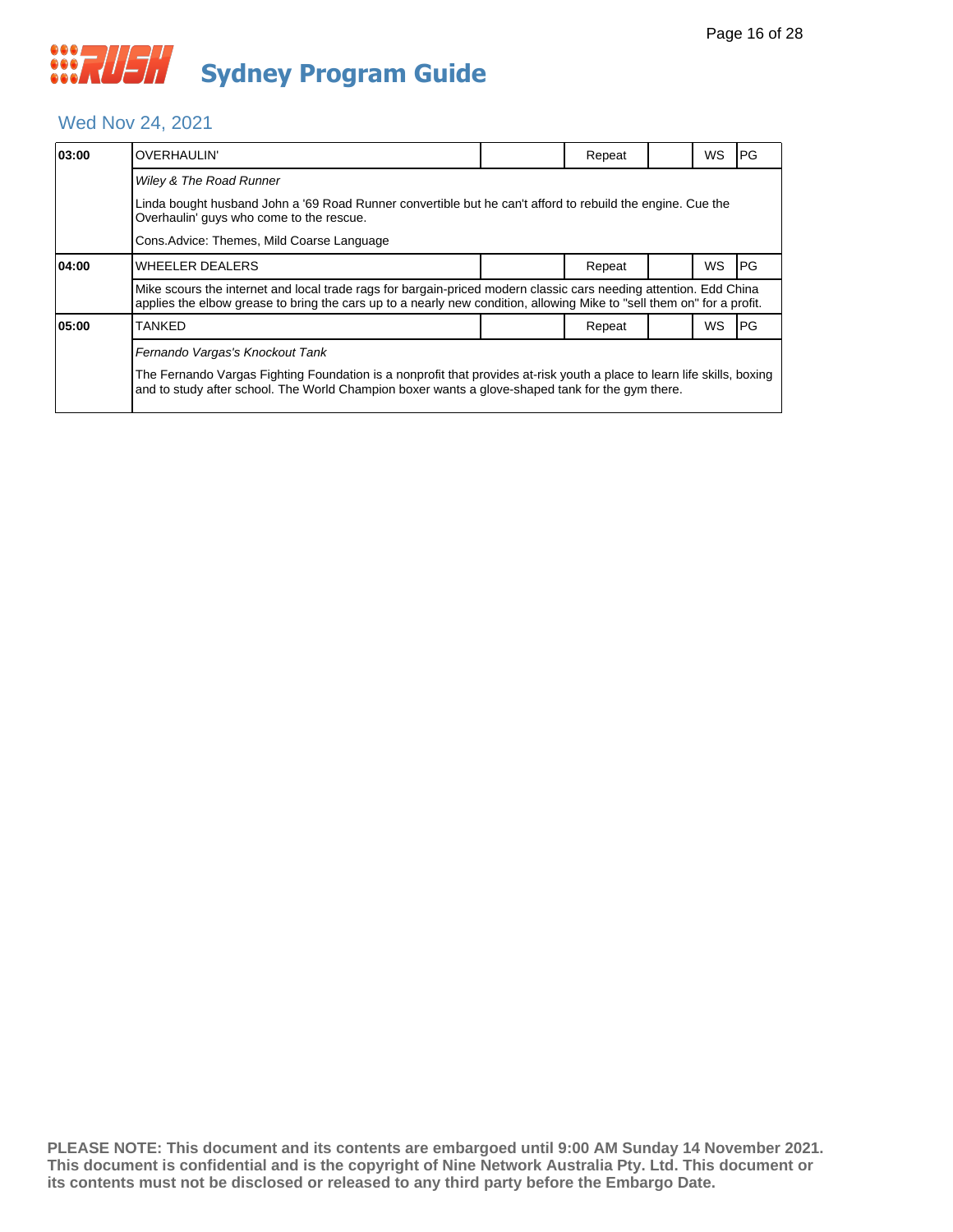# Sydney Program Guide

## Wed Nov 24, 2021

| Time | Program | | Status | | Format | Rating |
|---|---|---|---|---|---|---|
| **03:00** | OVERHAULIN' | | Repeat | | WS | PG |
| | *Wiley & The Road Runner*<br>Linda bought husband John a '69 Road Runner convertible but he can't afford to rebuild the engine. Cue the Overhaulin' guys who come to the rescue.<br>Cons.Advice: Themes, Mild Coarse Language | | | | | |
| **04:00** | WHEELER DEALERS | | Repeat | | WS | PG |
| | Mike scours the internet and local trade rags for bargain-priced modern classic cars needing attention. Edd China applies the elbow grease to bring the cars up to a nearly new condition, allowing Mike to "sell them on" for a profit. | | | | | |
| **05:00** | TANKED | | Repeat | | WS | PG |
| | *Fernando Vargas's Knockout Tank*<br>The Fernando Vargas Fighting Foundation is a nonprofit that provides at-risk youth a place to learn life skills, boxing and to study after school. The World Champion boxer wants a glove-shaped tank for the gym there. | | | | | |

**PLEASE NOTE: This document and its contents are embargoed until 9:00 AM Sunday 14 November 2021. This document is confidential and is the copyright of Nine Network Australia Pty. Ltd. This document or its contents must not be disclosed or released to any third party before the Embargo Date.**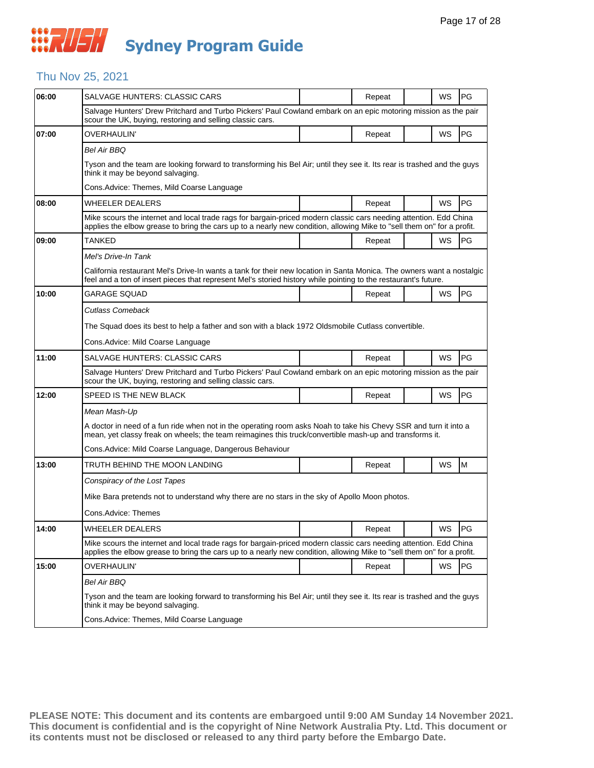# Sydney Program Guide

## Thu Nov 25, 2021

| Time | Program | | Repeat | | WS | Rating |
|---|---|---|---|---|---|---|
| 06:00 | SALVAGE HUNTERS: CLASSIC CARS | | Repeat | | WS | PG |
| | Salvage Hunters' Drew Pritchard and Turbo Pickers' Paul Cowland embark on an epic motoring mission as the pair scour the UK, buying, restoring and selling classic cars. | | | | | |
| 07:00 | OVERHAULIN' | | Repeat | | WS | PG |
| | *Bel Air BBQ*<br><br>Tyson and the team are looking forward to transforming his Bel Air; until they see it. Its rear is trashed and the guys think it may be beyond salvaging.<br><br>Cons.Advice: Themes, Mild Coarse Language | | | | | |
| 08:00 | WHEELER DEALERS | | Repeat | | WS | PG |
| | Mike scours the internet and local trade rags for bargain-priced modern classic cars needing attention. Edd China applies the elbow grease to bring the cars up to a nearly new condition, allowing Mike to "sell them on" for a profit. | | | | | |
| 09:00 | TANKED | | Repeat | | WS | PG |
| | *Mel's Drive-In Tank*<br><br>California restaurant Mel's Drive-In wants a tank for their new location in Santa Monica. The owners want a nostalgic feel and a ton of insert pieces that represent Mel's storied history while pointing to the restaurant's future. | | | | | |
| 10:00 | GARAGE SQUAD | | Repeat | | WS | PG |
| | *Cutlass Comeback*<br><br>The Squad does its best to help a father and son with a black 1972 Oldsmobile Cutlass convertible.<br><br>Cons.Advice: Mild Coarse Language | | | | | |
| 11:00 | SALVAGE HUNTERS: CLASSIC CARS | | Repeat | | WS | PG |
| | Salvage Hunters' Drew Pritchard and Turbo Pickers' Paul Cowland embark on an epic motoring mission as the pair scour the UK, buying, restoring and selling classic cars. | | | | | |
| 12:00 | SPEED IS THE NEW BLACK | | Repeat | | WS | PG |
| | *Mean Mash-Up*<br><br>A doctor in need of a fun ride when not in the operating room asks Noah to take his Chevy SSR and turn it into a mean, yet classy freak on wheels; the team reimagines this truck/convertible mash-up and transforms it.<br><br>Cons.Advice: Mild Coarse Language, Dangerous Behaviour | | | | | |
| 13:00 | TRUTH BEHIND THE MOON LANDING | | Repeat | | WS | M |
| | *Conspiracy of the Lost Tapes*<br><br>Mike Bara pretends not to understand why there are no stars in the sky of Apollo Moon photos.<br><br>Cons.Advice: Themes | | | | | |
| 14:00 | WHEELER DEALERS | | Repeat | | WS | PG |
| | Mike scours the internet and local trade rags for bargain-priced modern classic cars needing attention. Edd China applies the elbow grease to bring the cars up to a nearly new condition, allowing Mike to "sell them on" for a profit. | | | | | |
| 15:00 | OVERHAULIN' | | Repeat | | WS | PG |
| | *Bel Air BBQ*<br><br>Tyson and the team are looking forward to transforming his Bel Air; until they see it. Its rear is trashed and the guys think it may be beyond salvaging.<br><br>Cons.Advice: Themes, Mild Coarse Language | | | | | |

**PLEASE NOTE: This document and its contents are embargoed until 9:00 AM Sunday 14 November 2021. This document is confidential and is the copyright of Nine Network Australia Pty. Ltd. This document or its contents must not be disclosed or released to any third party before the Embargo Date.**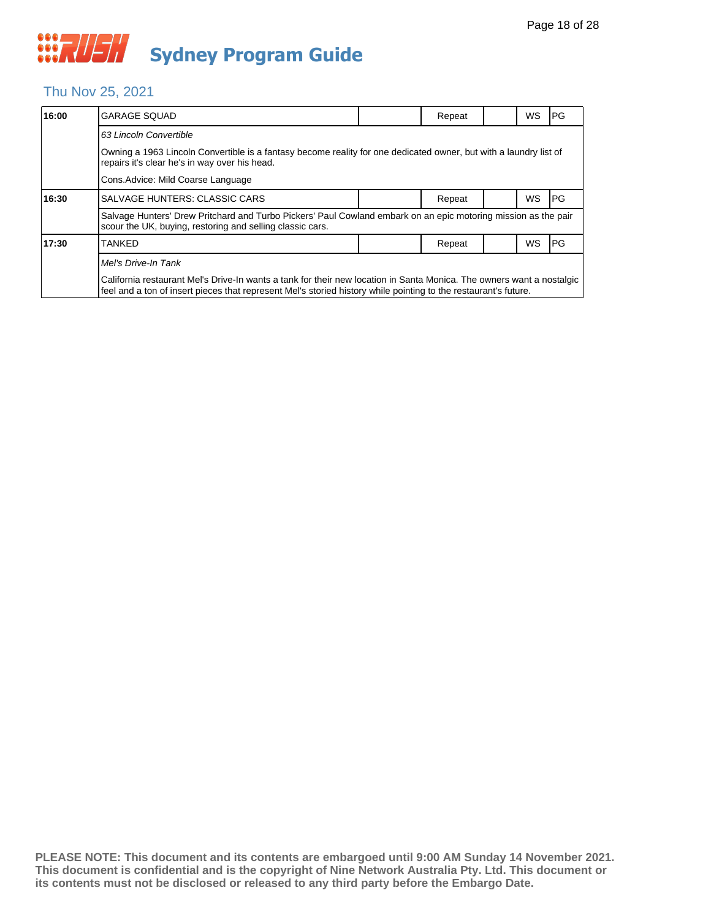# Sydney Program Guide

## Thu Nov 25, 2021

| Time | Program | | Repeat | | WS | Rating |
|---|---|---|---|---|---|---|
| 16:00 | GARAGE SQUAD | | Repeat | | WS | PG |
| | *63 Lincoln Convertible* | | | | | |
| | Owning a 1963 Lincoln Convertible is a fantasy become reality for one dedicated owner, but with a laundry list of repairs it's clear he's in way over his head. | | | | | |
| | Cons.Advice: Mild Coarse Language | | | | | |
| 16:30 | SALVAGE HUNTERS: CLASSIC CARS | | Repeat | | WS | PG |
| | Salvage Hunters' Drew Pritchard and Turbo Pickers' Paul Cowland embark on an epic motoring mission as the pair scour the UK, buying, restoring and selling classic cars. | | | | | |
| 17:30 | TANKED | | Repeat | | WS | PG |
| | *Mel's Drive-In Tank* | | | | | |
| | California restaurant Mel's Drive-In wants a tank for their new location in Santa Monica. The owners want a nostalgic feel and a ton of insert pieces that represent Mel's storied history while pointing to the restaurant's future. | | | | | |

**PLEASE NOTE: This document and its contents are embargoed until 9:00 AM Sunday 14 November 2021. This document is confidential and is the copyright of Nine Network Australia Pty. Ltd. This document or its contents must not be disclosed or released to any third party before the Embargo Date.**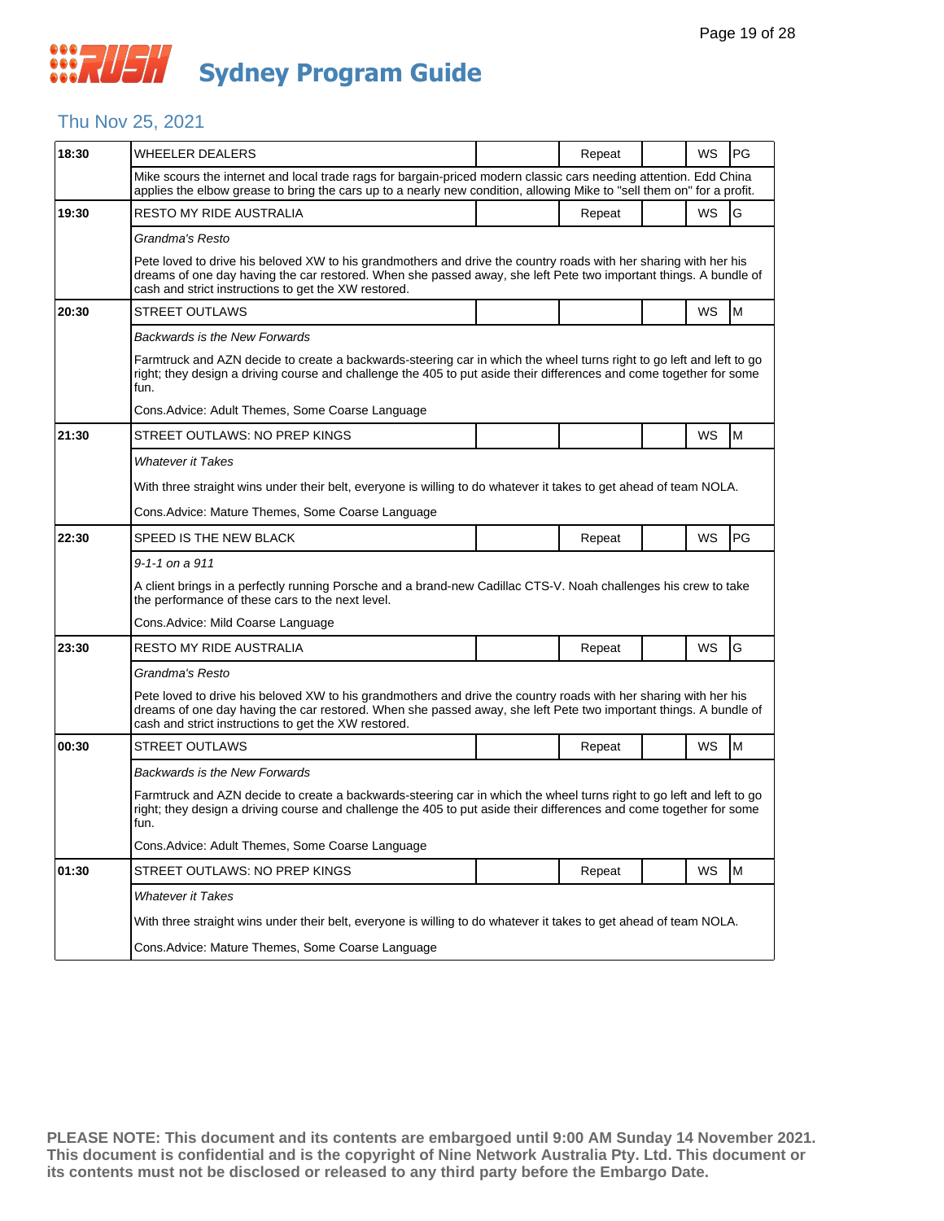# Sydney Program Guide

## Thu Nov 25, 2021

| Time | Program | | Repeat | | WS | Rating |
|---|---|---|---|---|---|---|
| 18:30 | WHEELER DEALERS | | Repeat | | WS | PG |
| | Mike scours the internet and local trade rags for bargain-priced modern classic cars needing attention. Edd China applies the elbow grease to bring the cars up to a nearly new condition, allowing Mike to "sell them on" for a profit. | | | | | |
| 19:30 | RESTO MY RIDE AUSTRALIA | | Repeat | | WS | G |
| | *Grandma's Resto*<br><br>Pete loved to drive his beloved XW to his grandmothers and drive the country roads with her sharing with her his dreams of one day having the car restored. When she passed away, she left Pete two important things. A bundle of cash and strict instructions to get the XW restored. | | | | | |
| 20:30 | STREET OUTLAWS | | | | WS | M |
| | *Backwards is the New Forwards*<br><br>Farmtruck and AZN decide to create a backwards-steering car in which the wheel turns right to go left and left to go right; they design a driving course and challenge the 405 to put aside their differences and come together for some fun.<br><br>Cons.Advice: Adult Themes, Some Coarse Language | | | | | |
| 21:30 | STREET OUTLAWS: NO PREP KINGS | | | | WS | M |
| | *Whatever it Takes*<br><br>With three straight wins under their belt, everyone is willing to do whatever it takes to get ahead of team NOLA.<br><br>Cons.Advice: Mature Themes, Some Coarse Language | | | | | |
| 22:30 | SPEED IS THE NEW BLACK | | Repeat | | WS | PG |
| | *9-1-1 on a 911*<br><br>A client brings in a perfectly running Porsche and a brand-new Cadillac CTS-V. Noah challenges his crew to take the performance of these cars to the next level.<br><br>Cons.Advice: Mild Coarse Language | | | | | |
| 23:30 | RESTO MY RIDE AUSTRALIA | | Repeat | | WS | G |
| | *Grandma's Resto*<br><br>Pete loved to drive his beloved XW to his grandmothers and drive the country roads with her sharing with her his dreams of one day having the car restored. When she passed away, she left Pete two important things. A bundle of cash and strict instructions to get the XW restored. | | | | | |
| 00:30 | STREET OUTLAWS | | Repeat | | WS | M |
| | *Backwards is the New Forwards*<br><br>Farmtruck and AZN decide to create a backwards-steering car in which the wheel turns right to go left and left to go right; they design a driving course and challenge the 405 to put aside their differences and come together for some fun.<br><br>Cons.Advice: Adult Themes, Some Coarse Language | | | | | |
| 01:30 | STREET OUTLAWS: NO PREP KINGS | | Repeat | | WS | M |
| | *Whatever it Takes*<br><br>With three straight wins under their belt, everyone is willing to do whatever it takes to get ahead of team NOLA.<br><br>Cons.Advice: Mature Themes, Some Coarse Language | | | | | |

**PLEASE NOTE: This document and its contents are embargoed until 9:00 AM Sunday 14 November 2021. This document is confidential and is the copyright of Nine Network Australia Pty. Ltd. This document or its contents must not be disclosed or released to any third party before the Embargo Date.**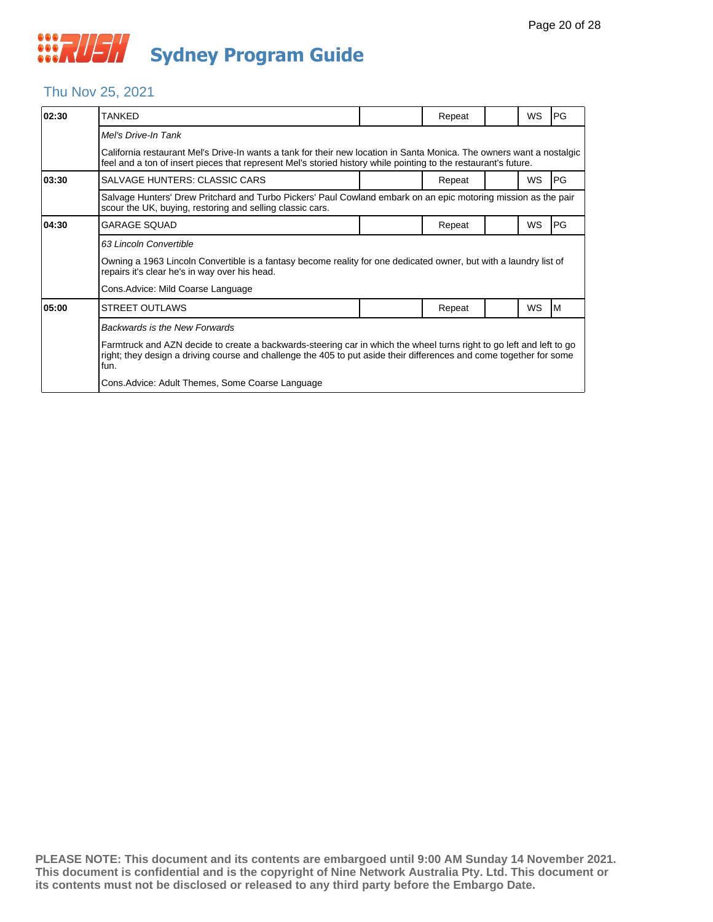# Sydney Program Guide

## Thu Nov 25, 2021

| Time | Program | | Status | | Format | Rating |
|---|---|---|---|---|---|---|
| 02:30 | TANKED | | Repeat | | WS | PG |
| | *Mel's Drive-In Tank* | | | | | |
| | California restaurant Mel's Drive-In wants a tank for their new location in Santa Monica. The owners want a nostalgic feel and a ton of insert pieces that represent Mel's storied history while pointing to the restaurant's future. | | | | | |
| 03:30 | SALVAGE HUNTERS: CLASSIC CARS | | Repeat | | WS | PG |
| | Salvage Hunters' Drew Pritchard and Turbo Pickers' Paul Cowland embark on an epic motoring mission as the pair scour the UK, buying, restoring and selling classic cars. | | | | | |
| 04:30 | GARAGE SQUAD | | Repeat | | WS | PG |
| | *63 Lincoln Convertible* | | | | | |
| | Owning a 1963 Lincoln Convertible is a fantasy become reality for one dedicated owner, but with a laundry list of repairs it's clear he's in way over his head. | | | | | |
| | Cons.Advice: Mild Coarse Language | | | | | |
| 05:00 | STREET OUTLAWS | | Repeat | | WS | M |
| | *Backwards is the New Forwards* | | | | | |
| | Farmtruck and AZN decide to create a backwards-steering car in which the wheel turns right to go left and left to go right; they design a driving course and challenge the 405 to put aside their differences and come together for some fun. | | | | | |
| | Cons.Advice: Adult Themes, Some Coarse Language | | | | | |

**PLEASE NOTE: This document and its contents are embargoed until 9:00 AM Sunday 14 November 2021. This document is confidential and is the copyright of Nine Network Australia Pty. Ltd. This document or its contents must not be disclosed or released to any third party before the Embargo Date.**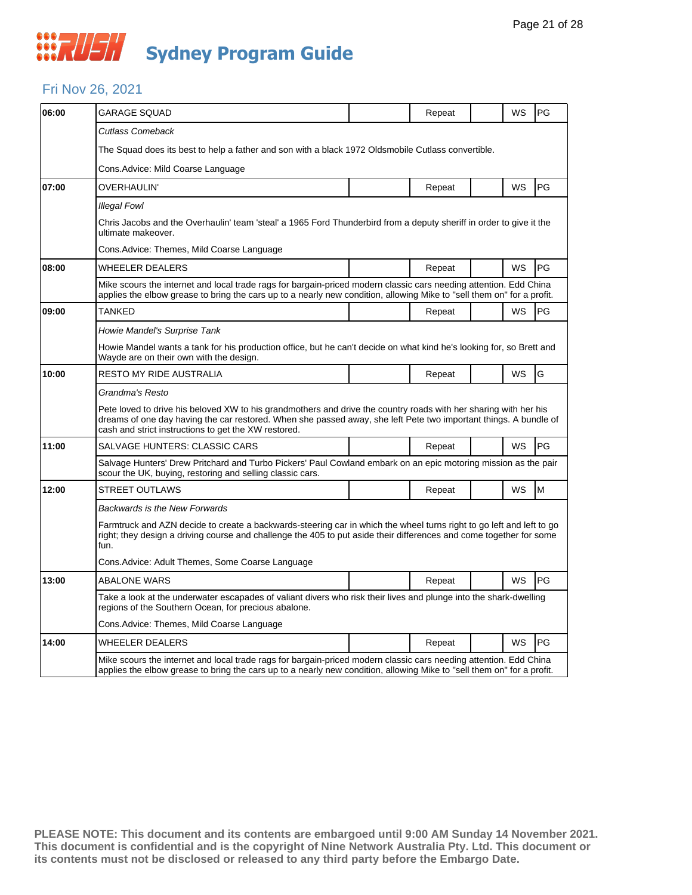# RUSH Sydney Program Guide

## Fri Nov 26, 2021

| Time | Program | | Status | | Format | Rating |
|---|---|---|---|---|---|---|
| 06:00 | GARAGE SQUAD | | Repeat | | WS | PG |
| | *Cutlass Comeback* | | | | | |
| | The Squad does its best to help a father and son with a black 1972 Oldsmobile Cutlass convertible. | | | | | |
| | Cons.Advice: Mild Coarse Language | | | | | |
| 07:00 | OVERHAULIN' | | Repeat | | WS | PG |
| | *Illegal Fowl* | | | | | |
| | Chris Jacobs and the Overhaulin' team 'steal' a 1965 Ford Thunderbird from a deputy sheriff in order to give it the ultimate makeover. | | | | | |
| | Cons.Advice: Themes, Mild Coarse Language | | | | | |
| 08:00 | WHEELER DEALERS | | Repeat | | WS | PG |
| | Mike scours the internet and local trade rags for bargain-priced modern classic cars needing attention. Edd China applies the elbow grease to bring the cars up to a nearly new condition, allowing Mike to "sell them on" for a profit. | | | | | |
| 09:00 | TANKED | | Repeat | | WS | PG |
| | *Howie Mandel's Surprise Tank* | | | | | |
| | Howie Mandel wants a tank for his production office, but he can't decide on what kind he's looking for, so Brett and Wayde are on their own with the design. | | | | | |
| 10:00 | RESTO MY RIDE AUSTRALIA | | Repeat | | WS | G |
| | *Grandma's Resto* | | | | | |
| | Pete loved to drive his beloved XW to his grandmothers and drive the country roads with her sharing with her his dreams of one day having the car restored. When she passed away, she left Pete two important things. A bundle of cash and strict instructions to get the XW restored. | | | | | |
| 11:00 | SALVAGE HUNTERS: CLASSIC CARS | | Repeat | | WS | PG |
| | Salvage Hunters' Drew Pritchard and Turbo Pickers' Paul Cowland embark on an epic motoring mission as the pair scour the UK, buying, restoring and selling classic cars. | | | | | |
| 12:00 | STREET OUTLAWS | | Repeat | | WS | M |
| | *Backwards is the New Forwards* | | | | | |
| | Farmtruck and AZN decide to create a backwards-steering car in which the wheel turns right to go left and left to go right; they design a driving course and challenge the 405 to put aside their differences and come together for some fun. | | | | | |
| | Cons.Advice: Adult Themes, Some Coarse Language | | | | | |
| 13:00 | ABALONE WARS | | Repeat | | WS | PG |
| | Take a look at the underwater escapades of valiant divers who risk their lives and plunge into the shark-dwelling regions of the Southern Ocean, for precious abalone. | | | | | |
| | Cons.Advice: Themes, Mild Coarse Language | | | | | |
| 14:00 | WHEELER DEALERS | | Repeat | | WS | PG |
| | Mike scours the internet and local trade rags for bargain-priced modern classic cars needing attention. Edd China applies the elbow grease to bring the cars up to a nearly new condition, allowing Mike to "sell them on" for a profit. | | | | | |

**PLEASE NOTE: This document and its contents are embargoed until 9:00 AM Sunday 14 November 2021. This document is confidential and is the copyright of Nine Network Australia Pty. Ltd. This document or its contents must not be disclosed or released to any third party before the Embargo Date.**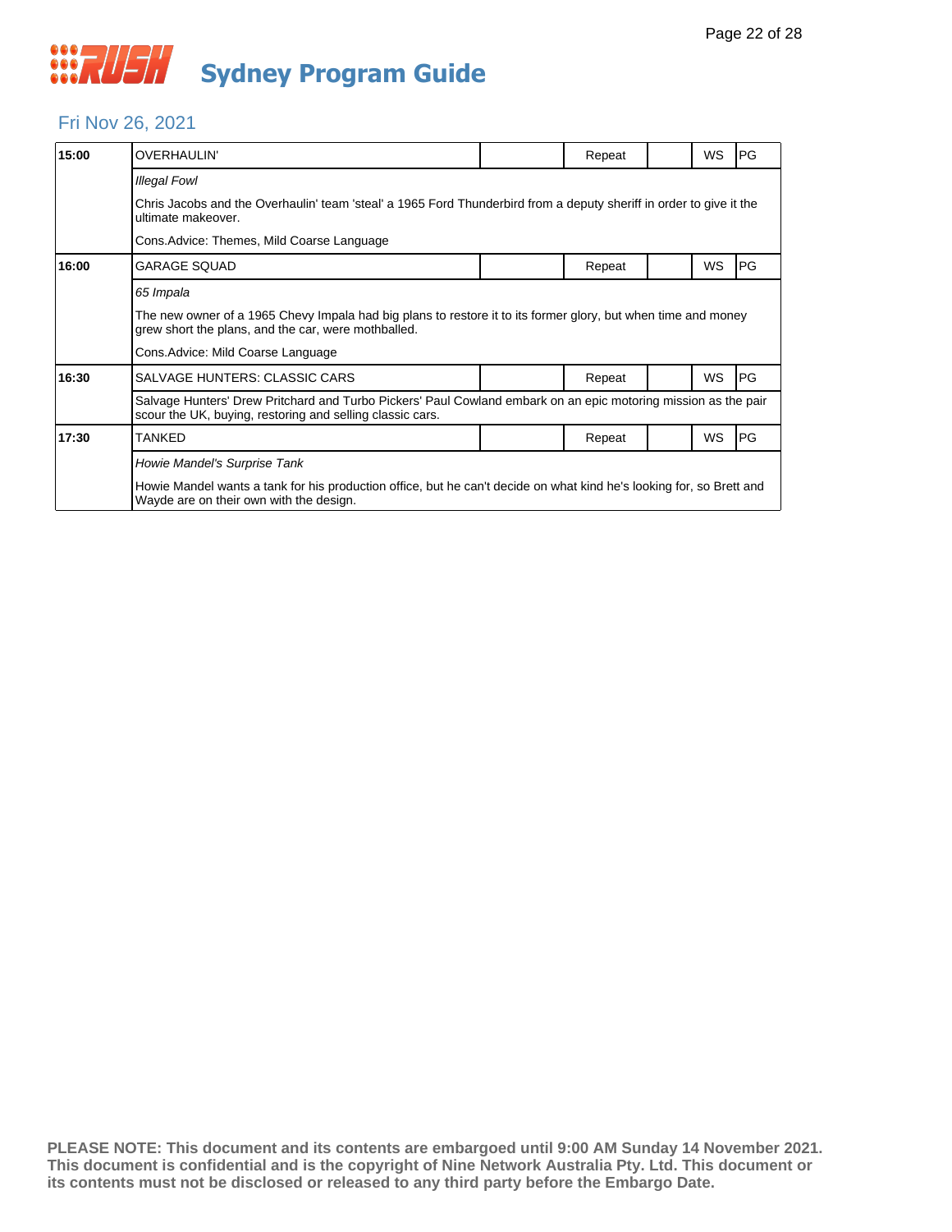# RUSH Sydney Program Guide

## Fri Nov 26, 2021

| Time | Program | | Status | | Format | Rating |
|---|---|---|---|---|---|---|
| **15:00** | OVERHAULIN' | | Repeat | | WS | PG |
| | *Illegal Fowl* | | | | | |
| | Chris Jacobs and the Overhaulin' team 'steal' a 1965 Ford Thunderbird from a deputy sheriff in order to give it the ultimate makeover. | | | | | |
| | Cons.Advice: Themes, Mild Coarse Language | | | | | |
| **16:00** | GARAGE SQUAD | | Repeat | | WS | PG |
| | *65 Impala* | | | | | |
| | The new owner of a 1965 Chevy Impala had big plans to restore it to its former glory, but when time and money grew short the plans, and the car, were mothballed. | | | | | |
| | Cons.Advice: Mild Coarse Language | | | | | |
| **16:30** | SALVAGE HUNTERS: CLASSIC CARS | | Repeat | | WS | PG |
| | Salvage Hunters' Drew Pritchard and Turbo Pickers' Paul Cowland embark on an epic motoring mission as the pair scour the UK, buying, restoring and selling classic cars. | | | | | |
| **17:30** | TANKED | | Repeat | | WS | PG |
| | *Howie Mandel's Surprise Tank* | | | | | |
| | Howie Mandel wants a tank for his production office, but he can't decide on what kind he's looking for, so Brett and Wayde are on their own with the design. | | | | | |

**PLEASE NOTE: This document and its contents are embargoed until 9:00 AM Sunday 14 November 2021. This document is confidential and is the copyright of Nine Network Australia Pty. Ltd. This document or its contents must not be disclosed or released to any third party before the Embargo Date.**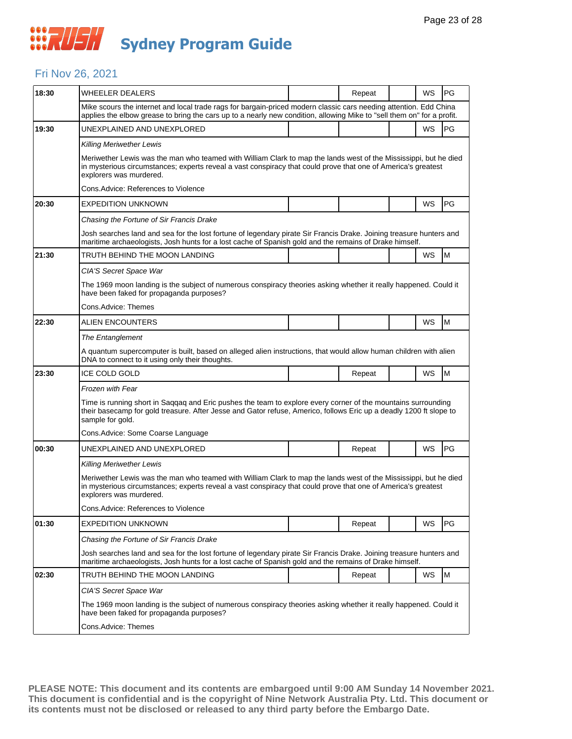# Sydney Program Guide

## Fri Nov 26, 2021

| Time | Program | | Repeat | | WS | Rating |
|---|---|---|---|---|---|---|
| 18:30 | WHEELER DEALERS | | Repeat | | WS | PG |
| | Mike scours the internet and local trade rags for bargain-priced modern classic cars needing attention. Edd China applies the elbow grease to bring the cars up to a nearly new condition, allowing Mike to "sell them on" for a profit. | | | | | |
| 19:30 | UNEXPLAINED AND UNEXPLORED | | | | WS | PG |
| | *Killing Meriwether Lewis*<br>Meriwether Lewis was the man who teamed with William Clark to map the lands west of the Mississippi, but he died in mysterious circumstances; experts reveal a vast conspiracy that could prove that one of America's greatest explorers was murdered.<br>Cons.Advice: References to Violence | | | | | |
| 20:30 | EXPEDITION UNKNOWN | | | | WS | PG |
| | *Chasing the Fortune of Sir Francis Drake*<br>Josh searches land and sea for the lost fortune of legendary pirate Sir Francis Drake. Joining treasure hunters and maritime archaeologists, Josh hunts for a lost cache of Spanish gold and the remains of Drake himself. | | | | | |
| 21:30 | TRUTH BEHIND THE MOON LANDING | | | | WS | M |
| | *CIA'S Secret Space War*<br>The 1969 moon landing is the subject of numerous conspiracy theories asking whether it really happened. Could it have been faked for propaganda purposes?<br>Cons.Advice: Themes | | | | | |
| 22:30 | ALIEN ENCOUNTERS | | | | WS | M |
| | *The Entanglement*<br>A quantum supercomputer is built, based on alleged alien instructions, that would allow human children with alien DNA to connect to it using only their thoughts. | | | | | |
| 23:30 | ICE COLD GOLD | | Repeat | | WS | M |
| | *Frozen with Fear*<br>Time is running short in Saqqaq and Eric pushes the team to explore every corner of the mountains surrounding their basecamp for gold treasure. After Jesse and Gator refuse, Americo, follows Eric up a deadly 1200 ft slope to sample for gold.<br>Cons.Advice: Some Coarse Language | | | | | |
| 00:30 | UNEXPLAINED AND UNEXPLORED | | Repeat | | WS | PG |
| | *Killing Meriwether Lewis*<br>Meriwether Lewis was the man who teamed with William Clark to map the lands west of the Mississippi, but he died in mysterious circumstances; experts reveal a vast conspiracy that could prove that one of America's greatest explorers was murdered.<br>Cons.Advice: References to Violence | | | | | |
| 01:30 | EXPEDITION UNKNOWN | | Repeat | | WS | PG |
| | *Chasing the Fortune of Sir Francis Drake*<br>Josh searches land and sea for the lost fortune of legendary pirate Sir Francis Drake. Joining treasure hunters and maritime archaeologists, Josh hunts for a lost cache of Spanish gold and the remains of Drake himself. | | | | | |
| 02:30 | TRUTH BEHIND THE MOON LANDING | | Repeat | | WS | M |
| | *CIA'S Secret Space War*<br>The 1969 moon landing is the subject of numerous conspiracy theories asking whether it really happened. Could it have been faked for propaganda purposes?<br>Cons.Advice: Themes | | | | | |

**PLEASE NOTE: This document and its contents are embargoed until 9:00 AM Sunday 14 November 2021. This document is confidential and is the copyright of Nine Network Australia Pty. Ltd. This document or its contents must not be disclosed or released to any third party before the Embargo Date.**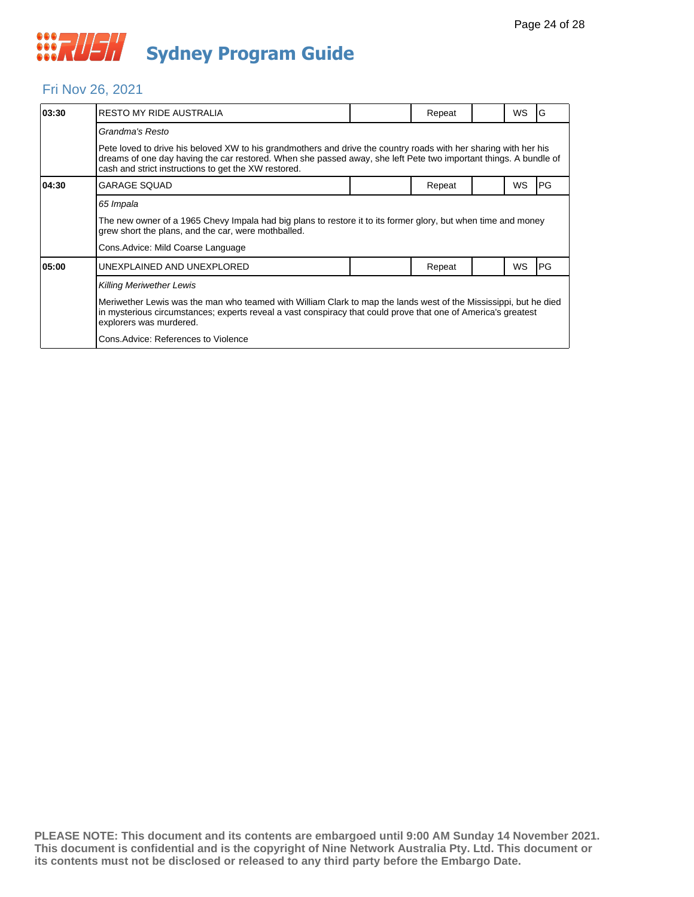# Sydney Program Guide

## Fri Nov 26, 2021

| Time | Program | | Status | | Format | Rating |
|---|---|---|---|---|---|---|
| 03:30 | RESTO MY RIDE AUSTRALIA | | Repeat | | WS | G |

*Grandma's Resto*

Pete loved to drive his beloved XW to his grandmothers and drive the country roads with her sharing with her his dreams of one day having the car restored. When she passed away, she left Pete two important things. A bundle of cash and strict instructions to get the XW restored.

| Time | Program | | Status | | Format | Rating |
|---|---|---|---|---|---|---|
| 04:30 | GARAGE SQUAD | | Repeat | | WS | PG |

*65 Impala*

The new owner of a 1965 Chevy Impala had big plans to restore it to its former glory, but when time and money grew short the plans, and the car, were mothballed.

Cons.Advice: Mild Coarse Language

| Time | Program | | Status | | Format | Rating |
|---|---|---|---|---|---|---|
| 05:00 | UNEXPLAINED AND UNEXPLORED | | Repeat | | WS | PG |

*Killing Meriwether Lewis*

Meriwether Lewis was the man who teamed with William Clark to map the lands west of the Mississippi, but he died in mysterious circumstances; experts reveal a vast conspiracy that could prove that one of America's greatest explorers was murdered.

Cons.Advice: References to Violence

**PLEASE NOTE: This document and its contents are embargoed until 9:00 AM Sunday 14 November 2021. This document is confidential and is the copyright of Nine Network Australia Pty. Ltd. This document or its contents must not be disclosed or released to any third party before the Embargo Date.**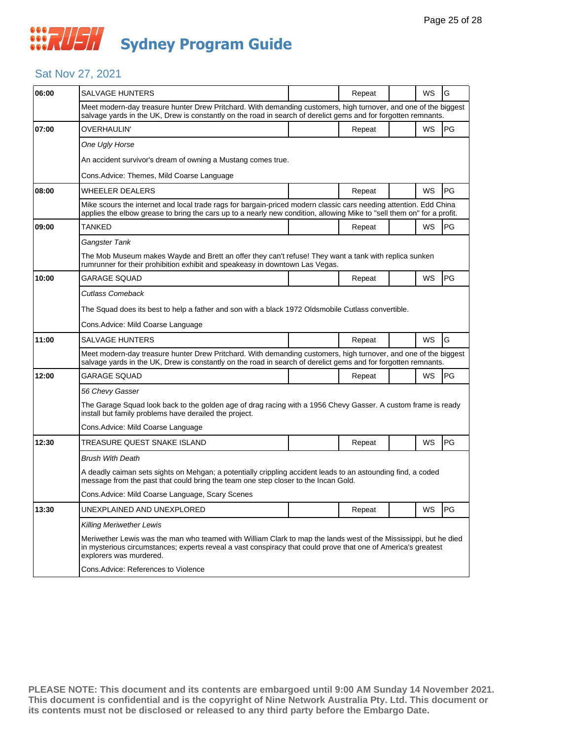# Sydney Program Guide

## Sat Nov 27, 2021

| Time | Program | | Status | | Format | Rating |
|---|---|---|---|---|---|---|
| 06:00 | SALVAGE HUNTERS | | Repeat | | WS | G |
| | Meet modern-day treasure hunter Drew Pritchard. With demanding customers, high turnover, and one of the biggest salvage yards in the UK, Drew is constantly on the road in search of derelict gems and for forgotten remnants. | | | | | |
| 07:00 | OVERHAULIN' | | Repeat | | WS | PG |
| | *One Ugly Horse*<br><br>An accident survivor's dream of owning a Mustang comes true.<br><br>Cons.Advice: Themes, Mild Coarse Language | | | | | |
| 08:00 | WHEELER DEALERS | | Repeat | | WS | PG |
| | Mike scours the internet and local trade rags for bargain-priced modern classic cars needing attention. Edd China applies the elbow grease to bring the cars up to a nearly new condition, allowing Mike to "sell them on" for a profit. | | | | | |
| 09:00 | TANKED | | Repeat | | WS | PG |
| | *Gangster Tank*<br><br>The Mob Museum makes Wayde and Brett an offer they can't refuse! They want a tank with replica sunken rumrunner for their prohibition exhibit and speakeasy in downtown Las Vegas. | | | | | |
| 10:00 | GARAGE SQUAD | | Repeat | | WS | PG |
| | *Cutlass Comeback*<br><br>The Squad does its best to help a father and son with a black 1972 Oldsmobile Cutlass convertible.<br><br>Cons.Advice: Mild Coarse Language | | | | | |
| 11:00 | SALVAGE HUNTERS | | Repeat | | WS | G |
| | Meet modern-day treasure hunter Drew Pritchard. With demanding customers, high turnover, and one of the biggest salvage yards in the UK, Drew is constantly on the road in search of derelict gems and for forgotten remnants. | | | | | |
| 12:00 | GARAGE SQUAD | | Repeat | | WS | PG |
| | *56 Chevy Gasser*<br><br>The Garage Squad look back to the golden age of drag racing with a 1956 Chevy Gasser. A custom frame is ready install but family problems have derailed the project.<br><br>Cons.Advice: Mild Coarse Language | | | | | |
| 12:30 | TREASURE QUEST SNAKE ISLAND | | Repeat | | WS | PG |
| | *Brush With Death*<br><br>A deadly caiman sets sights on Mehgan; a potentially crippling accident leads to an astounding find, a coded message from the past that could bring the team one step closer to the Incan Gold.<br><br>Cons.Advice: Mild Coarse Language, Scary Scenes | | | | | |
| 13:30 | UNEXPLAINED AND UNEXPLORED | | Repeat | | WS | PG |
| | *Killing Meriwether Lewis*<br><br>Meriwether Lewis was the man who teamed with William Clark to map the lands west of the Mississippi, but he died in mysterious circumstances; experts reveal a vast conspiracy that could prove that one of America's greatest explorers was murdered.<br><br>Cons.Advice: References to Violence | | | | | |

**PLEASE NOTE: This document and its contents are embargoed until 9:00 AM Sunday 14 November 2021. This document is confidential and is the copyright of Nine Network Australia Pty. Ltd. This document or its contents must not be disclosed or released to any third party before the Embargo Date.**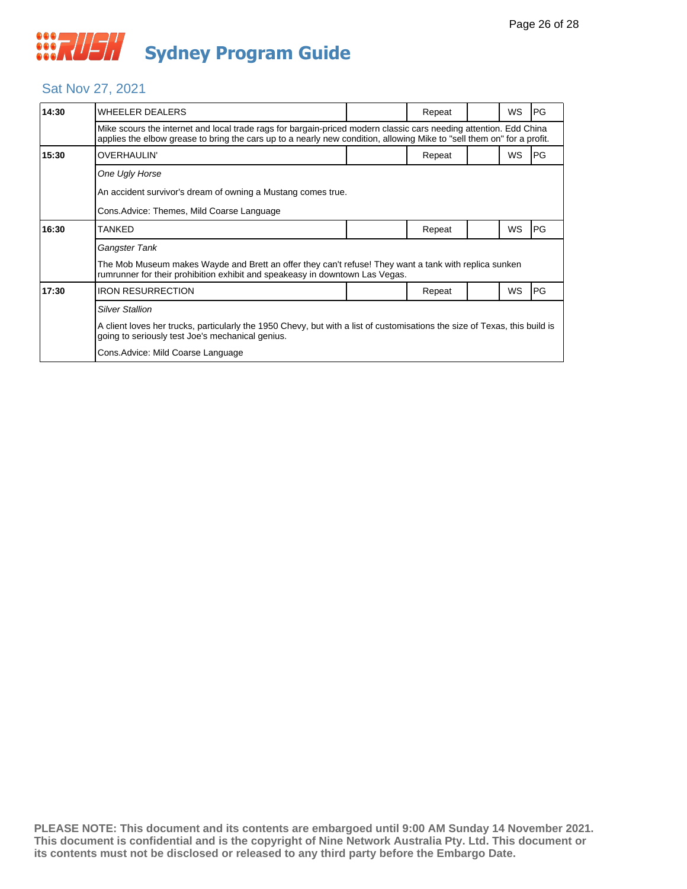# Sydney Program Guide

## Sat Nov 27, 2021

| Time | Program | | Status | | Format | Rating |
|---|---|---|---|---|---|---|
| 14:30 | WHEELER DEALERS | | Repeat | | WS | PG |
| | Mike scours the internet and local trade rags for bargain-priced modern classic cars needing attention. Edd China applies the elbow grease to bring the cars up to a nearly new condition, allowing Mike to "sell them on" for a profit. | | | | | |
| 15:30 | OVERHAULIN' | | Repeat | | WS | PG |
| | *One Ugly Horse*<br><br>An accident survivor's dream of owning a Mustang comes true.<br><br>Cons.Advice: Themes, Mild Coarse Language | | | | | |
| 16:30 | TANKED | | Repeat | | WS | PG |
| | *Gangster Tank*<br><br>The Mob Museum makes Wayde and Brett an offer they can't refuse! They want a tank with replica sunken rumrunner for their prohibition exhibit and speakeasy in downtown Las Vegas. | | | | | |
| 17:30 | IRON RESURRECTION | | Repeat | | WS | PG |
| | *Silver Stallion*<br><br>A client loves her trucks, particularly the 1950 Chevy, but with a list of customisations the size of Texas, this build is going to seriously test Joe's mechanical genius.<br><br>Cons.Advice: Mild Coarse Language | | | | | |

**PLEASE NOTE: This document and its contents are embargoed until 9:00 AM Sunday 14 November 2021. This document is confidential and is the copyright of Nine Network Australia Pty. Ltd. This document or its contents must not be disclosed or released to any third party before the Embargo Date.**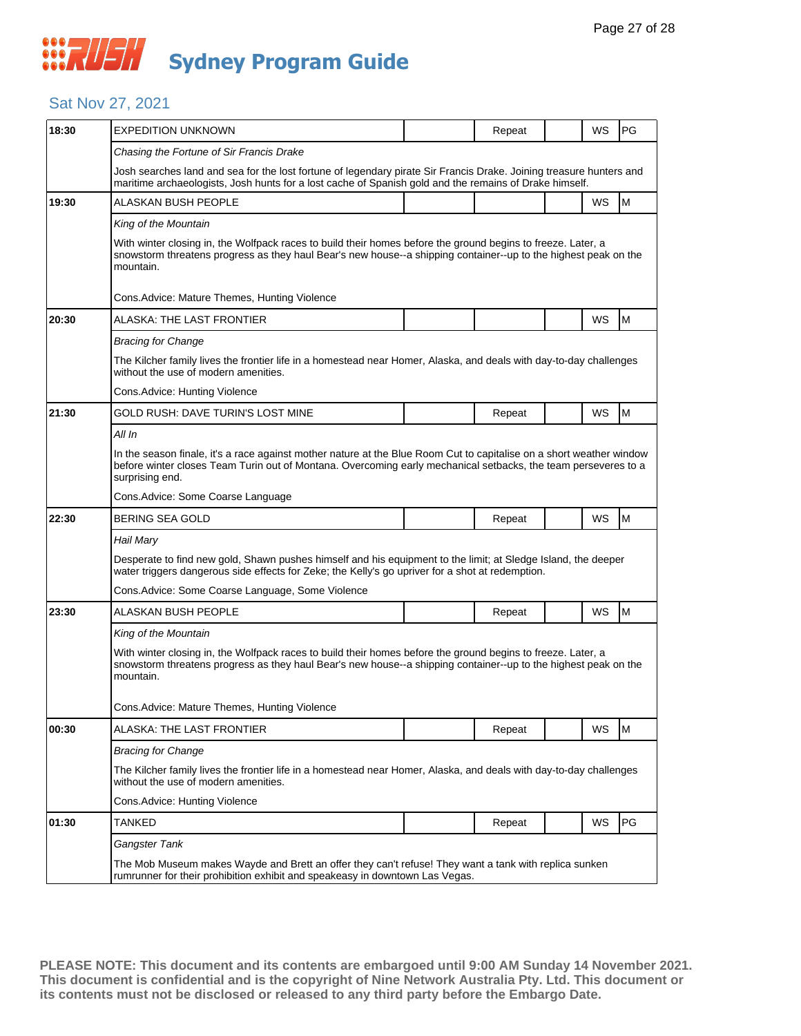# RUSH Sydney Program Guide

## Sat Nov 27, 2021

| Time | Program | | Repeat | | WS | Rating |
|---|---|---|---|---|---|---|
| 18:30 | EXPEDITION UNKNOWN | | Repeat | | WS | PG |
| | *Chasing the Fortune of Sir Francis Drake*<br>Josh searches land and sea for the lost fortune of legendary pirate Sir Francis Drake. Joining treasure hunters and maritime archaeologists, Josh hunts for a lost cache of Spanish gold and the remains of Drake himself. | | | | | |
| 19:30 | ALASKAN BUSH PEOPLE | | | | WS | M |
| | *King of the Mountain*<br>With winter closing in, the Wolfpack races to build their homes before the ground begins to freeze. Later, a snowstorm threatens progress as they haul Bear's new house--a shipping container--up to the highest peak on the mountain.<br>Cons.Advice: Mature Themes, Hunting Violence | | | | | |
| 20:30 | ALASKA: THE LAST FRONTIER | | | | WS | M |
| | *Bracing for Change*<br>The Kilcher family lives the frontier life in a homestead near Homer, Alaska, and deals with day-to-day challenges without the use of modern amenities.<br>Cons.Advice: Hunting Violence | | | | | |
| 21:30 | GOLD RUSH: DAVE TURIN'S LOST MINE | | Repeat | | WS | M |
| | *All In*<br>In the season finale, it's a race against mother nature at the Blue Room Cut to capitalise on a short weather window before winter closes Team Turin out of Montana. Overcoming early mechanical setbacks, the team perseveres to a surprising end.<br>Cons.Advice: Some Coarse Language | | | | | |
| 22:30 | BERING SEA GOLD | | Repeat | | WS | M |
| | *Hail Mary*<br>Desperate to find new gold, Shawn pushes himself and his equipment to the limit; at Sledge Island, the deeper water triggers dangerous side effects for Zeke; the Kelly's go upriver for a shot at redemption.<br>Cons.Advice: Some Coarse Language, Some Violence | | | | | |
| 23:30 | ALASKAN BUSH PEOPLE | | Repeat | | WS | M |
| | *King of the Mountain*<br>With winter closing in, the Wolfpack races to build their homes before the ground begins to freeze. Later, a snowstorm threatens progress as they haul Bear's new house--a shipping container--up to the highest peak on the mountain.<br>Cons.Advice: Mature Themes, Hunting Violence | | | | | |
| 00:30 | ALASKA: THE LAST FRONTIER | | Repeat | | WS | M |
| | *Bracing for Change*<br>The Kilcher family lives the frontier life in a homestead near Homer, Alaska, and deals with day-to-day challenges without the use of modern amenities.<br>Cons.Advice: Hunting Violence | | | | | |
| 01:30 | TANKED | | Repeat | | WS | PG |
| | *Gangster Tank*<br>The Mob Museum makes Wayde and Brett an offer they can't refuse! They want a tank with replica sunken rumrunner for their prohibition exhibit and speakeasy in downtown Las Vegas. | | | | | |

**PLEASE NOTE: This document and its contents are embargoed until 9:00 AM Sunday 14 November 2021. This document is confidential and is the copyright of Nine Network Australia Pty. Ltd. This document or its contents must not be disclosed or released to any third party before the Embargo Date.**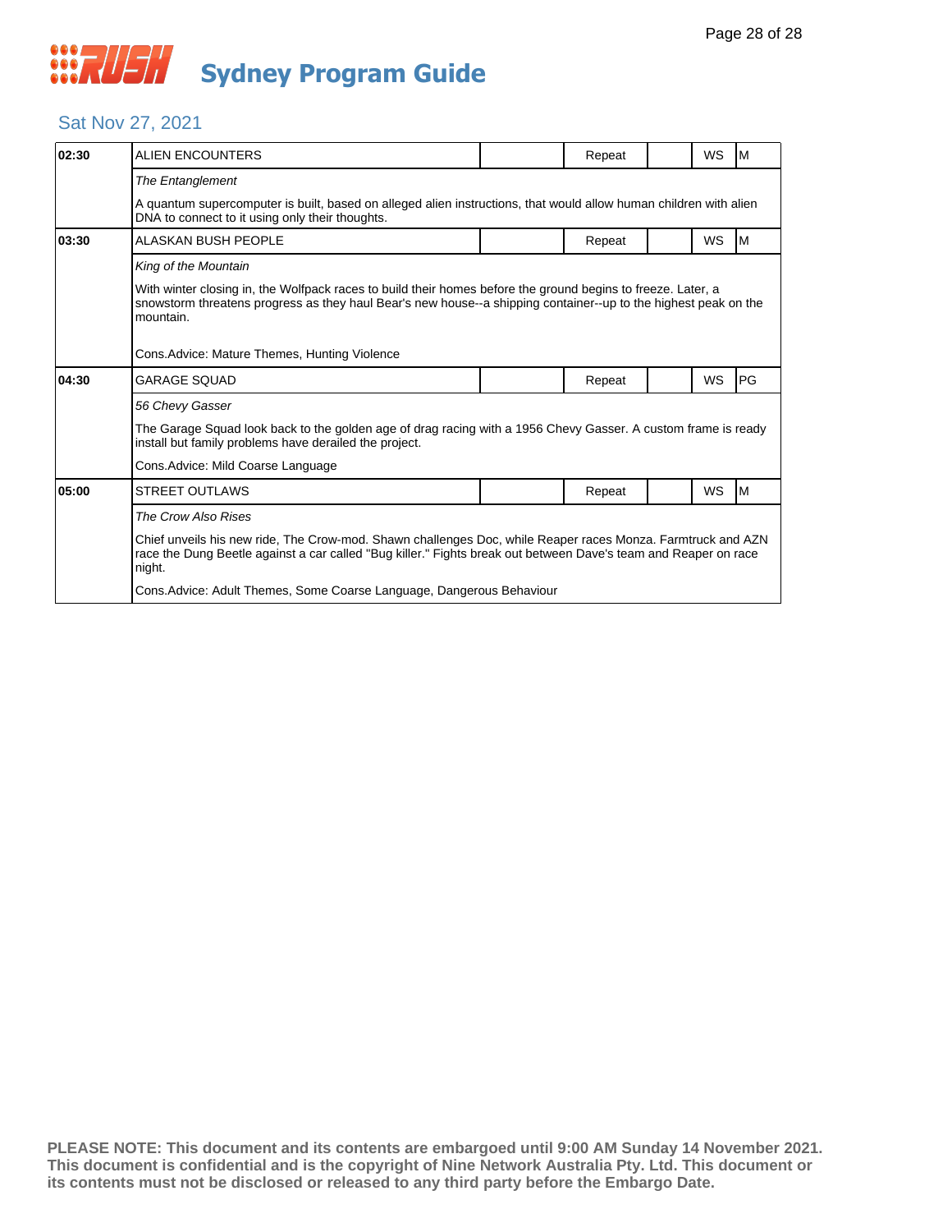# Sydney Program Guide

## Sat Nov 27, 2021

| | | | | | | |
|---|---|---|---|---|---|---|
| 02:30 | ALIEN ENCOUNTERS | | Repeat | | WS | M |
| | *The Entanglement* | | | | | |
| | A quantum supercomputer is built, based on alleged alien instructions, that would allow human children with alien DNA to connect to it using only their thoughts. | | | | | |
| 03:30 | ALASKAN BUSH PEOPLE | | Repeat | | WS | M |
| | *King of the Mountain* | | | | | |
| | With winter closing in, the Wolfpack races to build their homes before the ground begins to freeze. Later, a snowstorm threatens progress as they haul Bear's new house--a shipping container--up to the highest peak on the mountain. | | | | | |
| | Cons.Advice: Mature Themes, Hunting Violence | | | | | |
| 04:30 | GARAGE SQUAD | | Repeat | | WS | PG |
| | *56 Chevy Gasser* | | | | | |
| | The Garage Squad look back to the golden age of drag racing with a 1956 Chevy Gasser. A custom frame is ready install but family problems have derailed the project. | | | | | |
| | Cons.Advice: Mild Coarse Language | | | | | |
| 05:00 | STREET OUTLAWS | | Repeat | | WS | M |
| | *The Crow Also Rises* | | | | | |
| | Chief unveils his new ride, The Crow-mod. Shawn challenges Doc, while Reaper races Monza. Farmtruck and AZN race the Dung Beetle against a car called "Bug killer." Fights break out between Dave's team and Reaper on race night. | | | | | |
| | Cons.Advice: Adult Themes, Some Coarse Language, Dangerous Behaviour | | | | | |

**PLEASE NOTE: This document and its contents are embargoed until 9:00 AM Sunday 14 November 2021. This document is confidential and is the copyright of Nine Network Australia Pty. Ltd. This document or its contents must not be disclosed or released to any third party before the Embargo Date.**